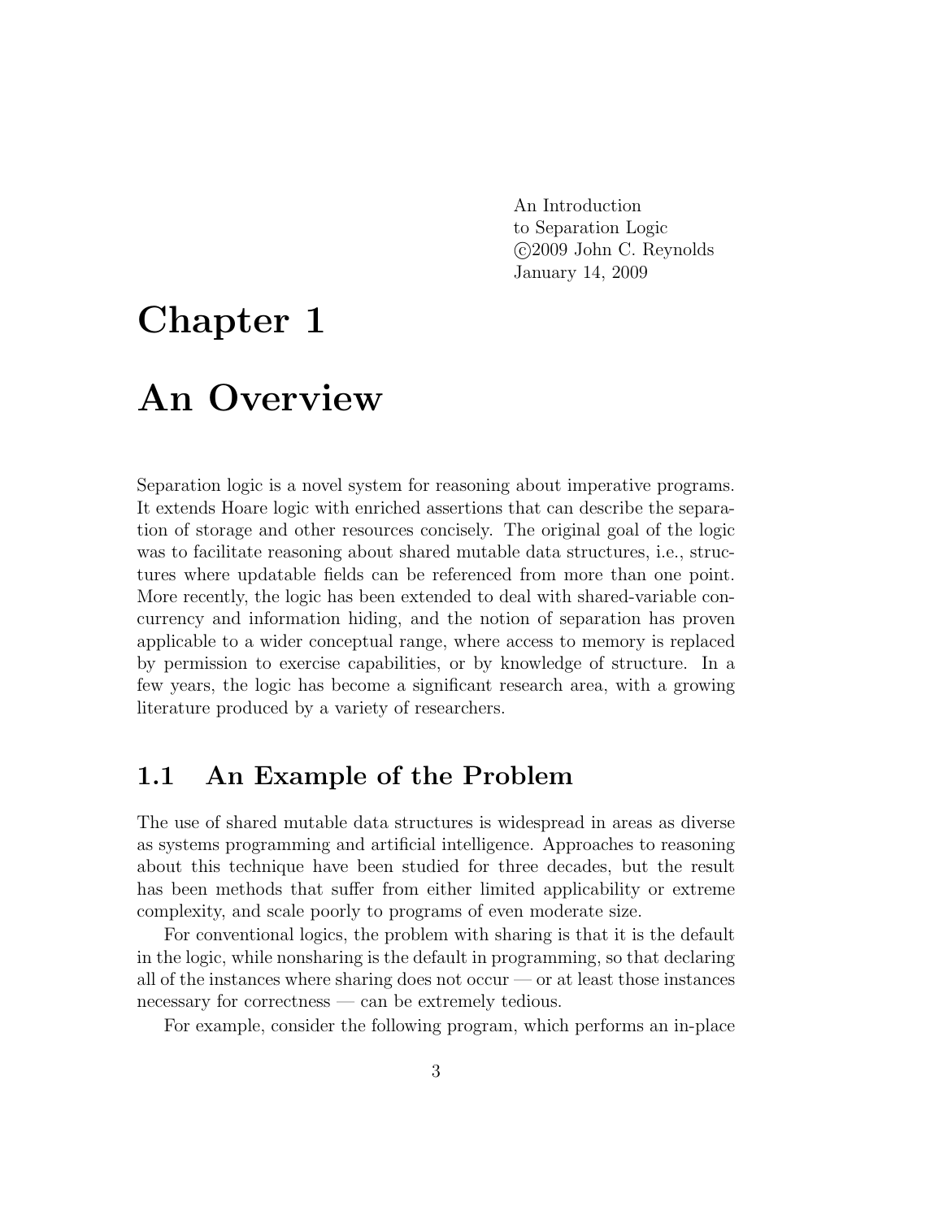An Introduction
to Separation Logic
©2009 John C. Reynolds
January 14, 2009

# Chapter 1

# An Overview

Separation logic is a novel system for reasoning about imperative programs. It extends Hoare logic with enriched assertions that can describe the separation of storage and other resources concisely. The original goal of the logic was to facilitate reasoning about shared mutable data structures, i.e., structures where updatable fields can be referenced from more than one point. More recently, the logic has been extended to deal with shared-variable concurrency and information hiding, and the notion of separation has proven applicable to a wider conceptual range, where access to memory is replaced by permission to exercise capabilities, or by knowledge of structure. In a few years, the logic has become a significant research area, with a growing literature produced by a variety of researchers.

## 1.1 An Example of the Problem

The use of shared mutable data structures is widespread in areas as diverse as systems programming and artificial intelligence. Approaches to reasoning about this technique have been studied for three decades, but the result has been methods that suffer from either limited applicability or extreme complexity, and scale poorly to programs of even moderate size.

For conventional logics, the problem with sharing is that it is the default in the logic, while nonsharing is the default in programming, so that declaring all of the instances where sharing does not occur — or at least those instances necessary for correctness — can be extremely tedious.

For example, consider the following program, which performs an in-place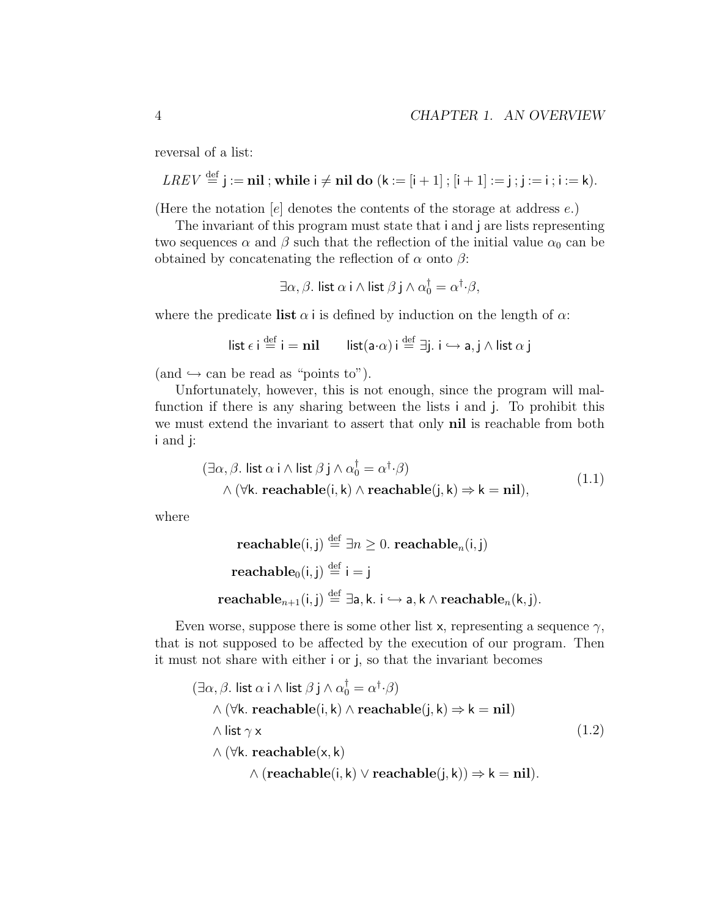reversal of a list:

$$LREV \stackrel{\text{def}}{=} \mathsf{j} := \mathbf{nil} \,;\, \mathbf{while}\ \mathsf{i} \neq \mathbf{nil}\ \mathbf{do}\ (\mathsf{k} := [\mathsf{i}+1] \,;\, [\mathsf{i}+1] := \mathsf{j} \,;\, \mathsf{j} := \mathsf{i} \,;\, \mathsf{i} := \mathsf{k}).$$

(Here the notation $[e]$ denotes the contents of the storage at address $e$.)

The invariant of this program must state that $\mathsf{i}$ and $\mathsf{j}$ are lists representing two sequences $\alpha$ and $\beta$ such that the reflection of the initial value $\alpha_0$ can be obtained by concatenating the reflection of $\alpha$ onto $\beta$:

$$\exists \alpha, \beta.\ \mathsf{list}\ \alpha\ \mathsf{i} \wedge \mathsf{list}\ \beta\ \mathsf{j} \wedge \alpha_0^\dagger = \alpha^\dagger \cdot \beta,$$

where the predicate **list** $\alpha$ $\mathsf{i}$ is defined by induction on the length of $\alpha$:

$$\mathsf{list}\ \epsilon\ \mathsf{i} \stackrel{\text{def}}{=} \mathsf{i} = \mathbf{nil} \qquad \mathsf{list}(\mathsf{a}\cdot\alpha)\ \mathsf{i} \stackrel{\text{def}}{=} \exists \mathsf{j}.\ \mathsf{i} \hookrightarrow \mathsf{a}, \mathsf{j} \wedge \mathsf{list}\ \alpha\ \mathsf{j}$$

(and $\hookrightarrow$ can be read as "points to").

Unfortunately, however, this is not enough, since the program will malfunction if there is any sharing between the lists $\mathsf{i}$ and $\mathsf{j}$. To prohibit this we must extend the invariant to assert that only **nil** is reachable from both $\mathsf{i}$ and $\mathsf{j}$:

$$\begin{aligned} &(\exists \alpha, \beta.\ \mathsf{list}\ \alpha\ \mathsf{i} \wedge \mathsf{list}\ \beta\ \mathsf{j} \wedge \alpha_0^\dagger = \alpha^\dagger \cdot \beta) \\ &\quad \wedge (\forall \mathsf{k}.\ \mathbf{reachable}(\mathsf{i}, \mathsf{k}) \wedge \mathbf{reachable}(\mathsf{j}, \mathsf{k}) \Rightarrow \mathsf{k} = \mathbf{nil}), \end{aligned} \tag{1.1}$$

where

$$\begin{aligned} \mathbf{reachable}(\mathsf{i}, \mathsf{j}) &\stackrel{\text{def}}{=} \exists n \geq 0.\ \mathbf{reachable}_n(\mathsf{i}, \mathsf{j}) \\ \mathbf{reachable}_0(\mathsf{i}, \mathsf{j}) &\stackrel{\text{def}}{=} \mathsf{i} = \mathsf{j} \\ \mathbf{reachable}_{n+1}(\mathsf{i}, \mathsf{j}) &\stackrel{\text{def}}{=} \exists \mathsf{a}, \mathsf{k}.\ \mathsf{i} \hookrightarrow \mathsf{a}, \mathsf{k} \wedge \mathbf{reachable}_n(\mathsf{k}, \mathsf{j}). \end{aligned}$$

Even worse, suppose there is some other list $\mathsf{x}$, representing a sequence $\gamma$, that is not supposed to be affected by the execution of our program. Then it must not share with either $\mathsf{i}$ or $\mathsf{j}$, so that the invariant becomes

$$\begin{aligned} &(\exists \alpha, \beta.\ \mathsf{list}\ \alpha\ \mathsf{i} \wedge \mathsf{list}\ \beta\ \mathsf{j} \wedge \alpha_0^\dagger = \alpha^\dagger \cdot \beta) \\ &\quad \wedge (\forall \mathsf{k}.\ \mathbf{reachable}(\mathsf{i}, \mathsf{k}) \wedge \mathbf{reachable}(\mathsf{j}, \mathsf{k}) \Rightarrow \mathsf{k} = \mathbf{nil}) \\ &\quad \wedge \mathsf{list}\ \gamma\ \mathsf{x} \\ &\quad \wedge (\forall \mathsf{k}.\ \mathbf{reachable}(\mathsf{x}, \mathsf{k}) \\ &\qquad\quad \wedge (\mathbf{reachable}(\mathsf{i}, \mathsf{k}) \vee \mathbf{reachable}(\mathsf{j}, \mathsf{k})) \Rightarrow \mathsf{k} = \mathbf{nil}). \end{aligned} \tag{1.2}$$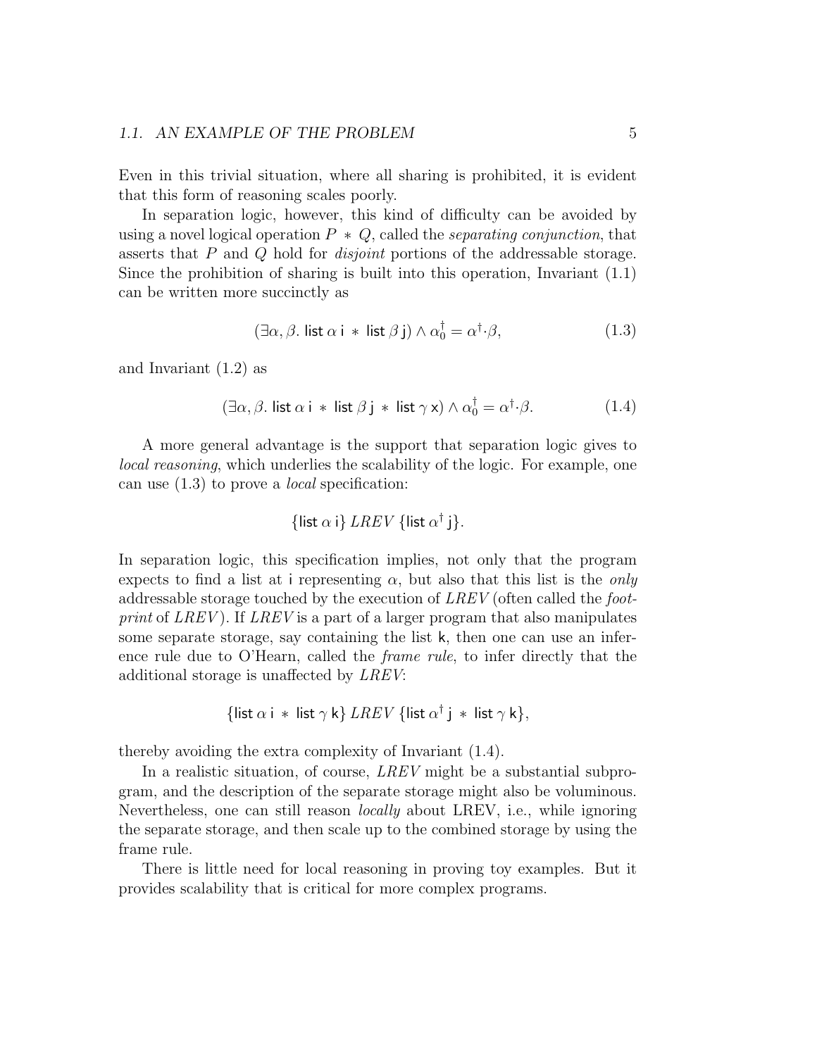Even in this trivial situation, where all sharing is prohibited, it is evident that this form of reasoning scales poorly.

In separation logic, however, this kind of difficulty can be avoided by using a novel logical operation $P * Q$, called the *separating conjunction*, that asserts that $P$ and $Q$ hold for *disjoint* portions of the addressable storage. Since the prohibition of sharing is built into this operation, Invariant (1.1) can be written more succinctly as

$$(\exists \alpha, \beta.\ \mathsf{list}\ \alpha\ \mathsf{i}\ *\ \mathsf{list}\ \beta\ \mathsf{j}) \wedge \alpha_0^\dagger = \alpha^\dagger{\cdot}\beta, \tag{1.3}$$

and Invariant (1.2) as

$$(\exists \alpha, \beta.\ \mathsf{list}\ \alpha\ \mathsf{i}\ *\ \mathsf{list}\ \beta\ \mathsf{j}\ *\ \mathsf{list}\ \gamma\ \mathsf{x}) \wedge \alpha_0^\dagger = \alpha^\dagger{\cdot}\beta. \tag{1.4}$$

A more general advantage is the support that separation logic gives to *local reasoning*, which underlies the scalability of the logic. For example, one can use (1.3) to prove a *local* specification:

$$\{\mathsf{list}\ \alpha\ \mathsf{i}\}\ \mathit{LREV}\ \{\mathsf{list}\ \alpha^\dagger\ \mathsf{j}\}.$$

In separation logic, this specification implies, not only that the program expects to find a list at i representing $\alpha$, but also that this list is the *only* addressable storage touched by the execution of *LREV* (often called the *footprint* of *LREV*). If *LREV* is a part of a larger program that also manipulates some separate storage, say containing the list k, then one can use an inference rule due to O'Hearn, called the *frame rule*, to infer directly that the additional storage is unaffected by *LREV*:

$$\{\mathsf{list}\ \alpha\ \mathsf{i}\ *\ \mathsf{list}\ \gamma\ \mathsf{k}\}\ \mathit{LREV}\ \{\mathsf{list}\ \alpha^\dagger\ \mathsf{j}\ *\ \mathsf{list}\ \gamma\ \mathsf{k}\},$$

thereby avoiding the extra complexity of Invariant (1.4).

In a realistic situation, of course, *LREV* might be a substantial subprogram, and the description of the separate storage might also be voluminous. Nevertheless, one can still reason *locally* about LREV, i.e., while ignoring the separate storage, and then scale up to the combined storage by using the frame rule.

There is little need for local reasoning in proving toy examples. But it provides scalability that is critical for more complex programs.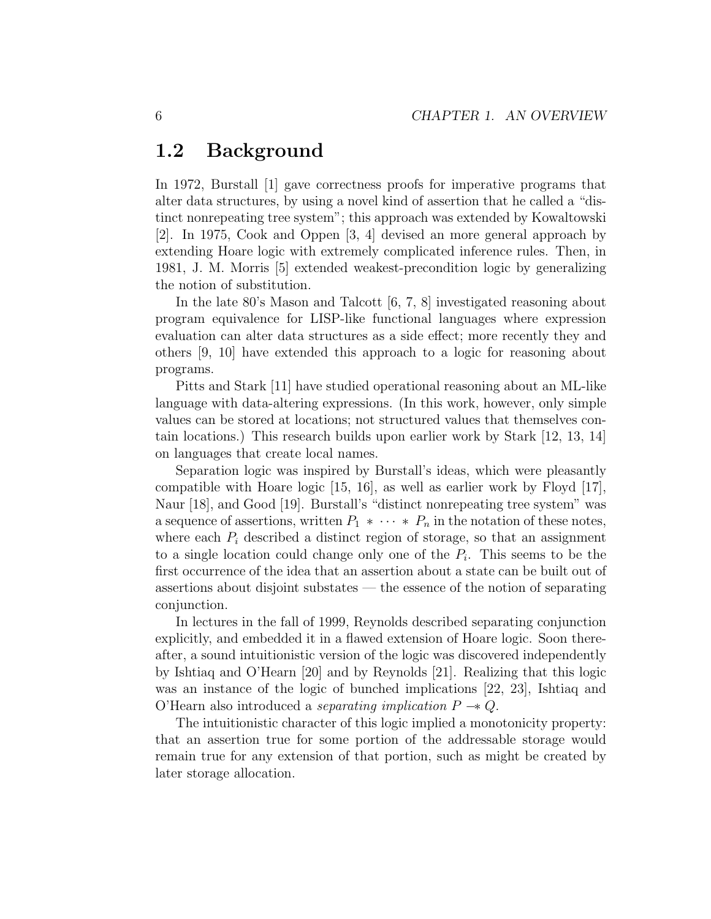## 1.2 Background

In 1972, Burstall [1] gave correctness proofs for imperative programs that alter data structures, by using a novel kind of assertion that he called a "distinct nonrepeating tree system"; this approach was extended by Kowaltowski [2]. In 1975, Cook and Oppen [3, 4] devised an more general approach by extending Hoare logic with extremely complicated inference rules. Then, in 1981, J. M. Morris [5] extended weakest-precondition logic by generalizing the notion of substitution.

In the late 80's Mason and Talcott [6, 7, 8] investigated reasoning about program equivalence for LISP-like functional languages where expression evaluation can alter data structures as a side effect; more recently they and others [9, 10] have extended this approach to a logic for reasoning about programs.

Pitts and Stark [11] have studied operational reasoning about an ML-like language with data-altering expressions. (In this work, however, only simple values can be stored at locations; not structured values that themselves contain locations.) This research builds upon earlier work by Stark [12, 13, 14] on languages that create local names.

Separation logic was inspired by Burstall's ideas, which were pleasantly compatible with Hoare logic [15, 16], as well as earlier work by Floyd [17], Naur [18], and Good [19]. Burstall's "distinct nonrepeating tree system" was a sequence of assertions, written $P_1 * \cdots * P_n$ in the notation of these notes, where each $P_i$ described a distinct region of storage, so that an assignment to a single location could change only one of the $P_i$. This seems to be the first occurrence of the idea that an assertion about a state can be built out of assertions about disjoint substates — the essence of the notion of separating conjunction.

In lectures in the fall of 1999, Reynolds described separating conjunction explicitly, and embedded it in a flawed extension of Hoare logic. Soon thereafter, a sound intuitionistic version of the logic was discovered independently by Ishtiaq and O'Hearn [20] and by Reynolds [21]. Realizing that this logic was an instance of the logic of bunched implications [22, 23], Ishtiaq and O'Hearn also introduced a *separating implication* $P \mathrel{-\!\!*} Q$.

The intuitionistic character of this logic implied a monotonicity property: that an assertion true for some portion of the addressable storage would remain true for any extension of that portion, such as might be created by later storage allocation.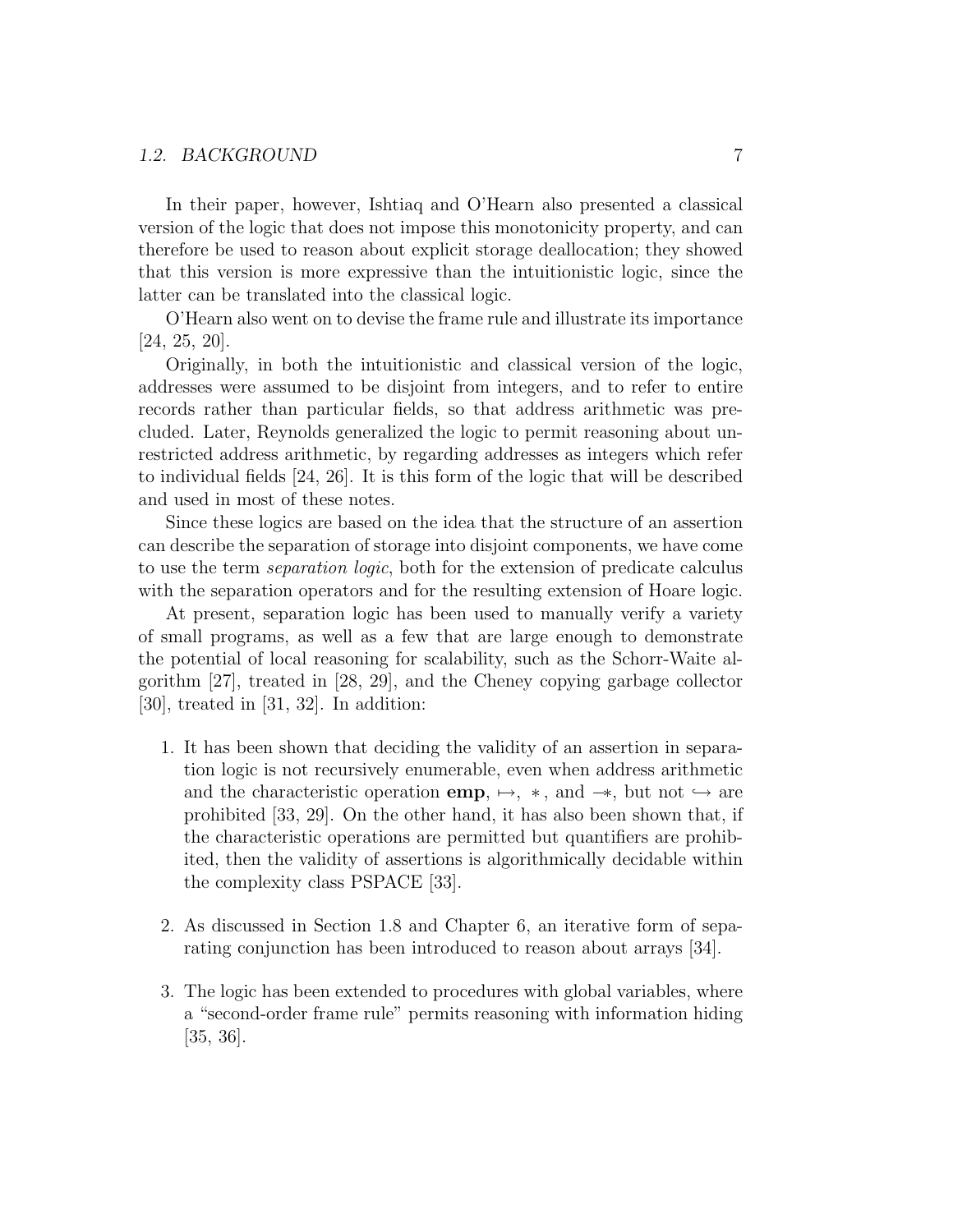In their paper, however, Ishtiaq and O'Hearn also presented a classical version of the logic that does not impose this monotonicity property, and can therefore be used to reason about explicit storage deallocation; they showed that this version is more expressive than the intuitionistic logic, since the latter can be translated into the classical logic.

O'Hearn also went on to devise the frame rule and illustrate its importance [24, 25, 20].

Originally, in both the intuitionistic and classical version of the logic, addresses were assumed to be disjoint from integers, and to refer to entire records rather than particular fields, so that address arithmetic was precluded. Later, Reynolds generalized the logic to permit reasoning about unrestricted address arithmetic, by regarding addresses as integers which refer to individual fields [24, 26]. It is this form of the logic that will be described and used in most of these notes.

Since these logics are based on the idea that the structure of an assertion can describe the separation of storage into disjoint components, we have come to use the term *separation logic*, both for the extension of predicate calculus with the separation operators and for the resulting extension of Hoare logic.

At present, separation logic has been used to manually verify a variety of small programs, as well as a few that are large enough to demonstrate the potential of local reasoning for scalability, such as the Schorr-Waite algorithm [27], treated in [28, 29], and the Cheney copying garbage collector [30], treated in [31, 32]. In addition:

1. It has been shown that deciding the validity of an assertion in separation logic is not recursively enumerable, even when address arithmetic and the characteristic operation **emp**, $\mapsto$, $*$, and $-\!\!*$, but not $\hookrightarrow$ are prohibited [33, 29]. On the other hand, it has also been shown that, if the characteristic operations are permitted but quantifiers are prohibited, then the validity of assertions is algorithmically decidable within the complexity class PSPACE [33].

2. As discussed in Section 1.8 and Chapter 6, an iterative form of separating conjunction has been introduced to reason about arrays [34].

3. The logic has been extended to procedures with global variables, where a "second-order frame rule" permits reasoning with information hiding [35, 36].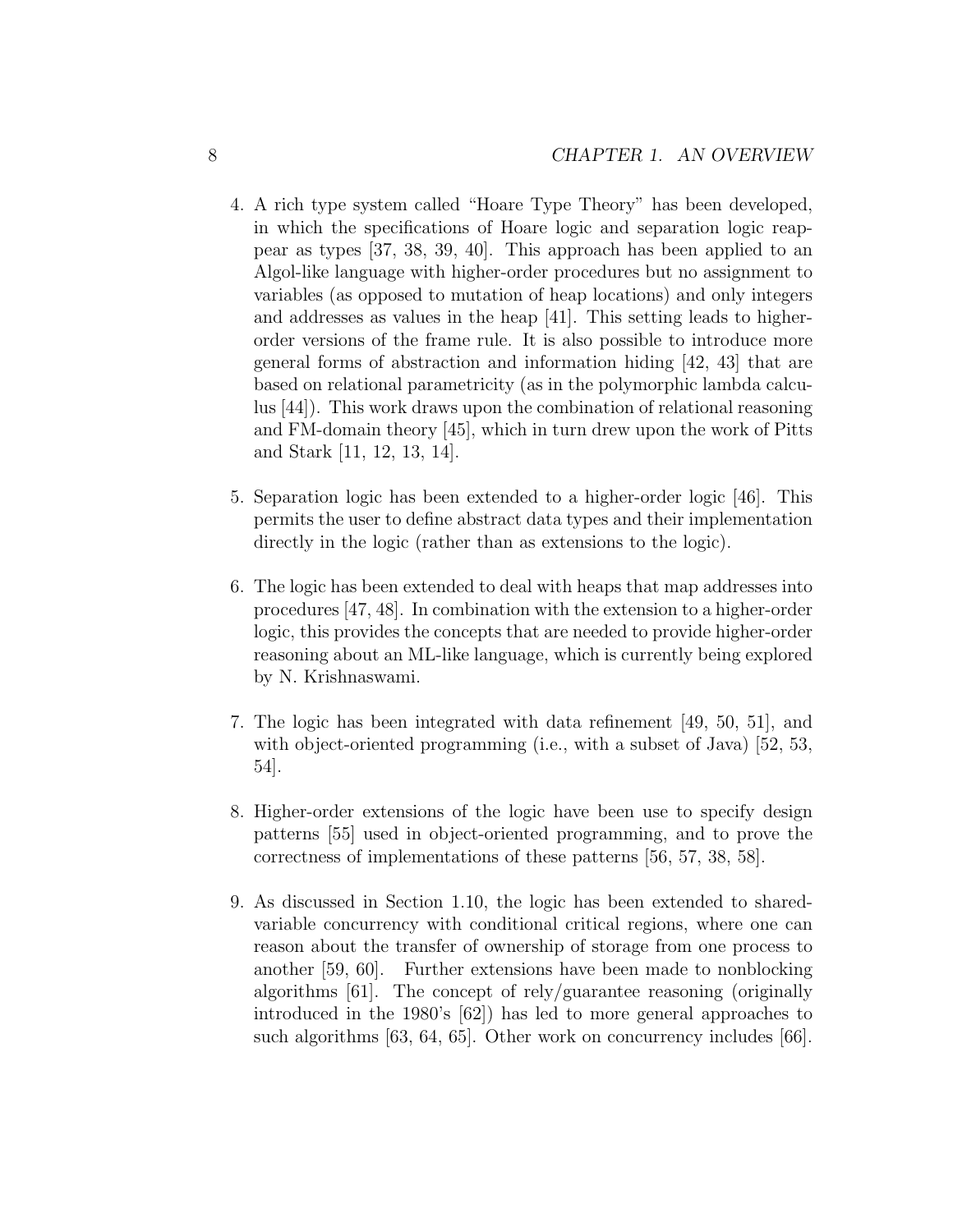4. A rich type system called "Hoare Type Theory" has been developed, in which the specifications of Hoare logic and separation logic reappear as types [37, 38, 39, 40]. This approach has been applied to an Algol-like language with higher-order procedures but no assignment to variables (as opposed to mutation of heap locations) and only integers and addresses as values in the heap [41]. This setting leads to higher-order versions of the frame rule. It is also possible to introduce more general forms of abstraction and information hiding [42, 43] that are based on relational parametricity (as in the polymorphic lambda calculus [44]). This work draws upon the combination of relational reasoning and FM-domain theory [45], which in turn drew upon the work of Pitts and Stark [11, 12, 13, 14].

5. Separation logic has been extended to a higher-order logic [46]. This permits the user to define abstract data types and their implementation directly in the logic (rather than as extensions to the logic).

6. The logic has been extended to deal with heaps that map addresses into procedures [47, 48]. In combination with the extension to a higher-order logic, this provides the concepts that are needed to provide higher-order reasoning about an ML-like language, which is currently being explored by N. Krishnaswami.

7. The logic has been integrated with data refinement [49, 50, 51], and with object-oriented programming (i.e., with a subset of Java) [52, 53, 54].

8. Higher-order extensions of the logic have been use to specify design patterns [55] used in object-oriented programming, and to prove the correctness of implementations of these patterns [56, 57, 38, 58].

9. As discussed in Section 1.10, the logic has been extended to shared-variable concurrency with conditional critical regions, where one can reason about the transfer of ownership of storage from one process to another [59, 60]. Further extensions have been made to nonblocking algorithms [61]. The concept of rely/guarantee reasoning (originally introduced in the 1980's [62]) has led to more general approaches to such algorithms [63, 64, 65]. Other work on concurrency includes [66].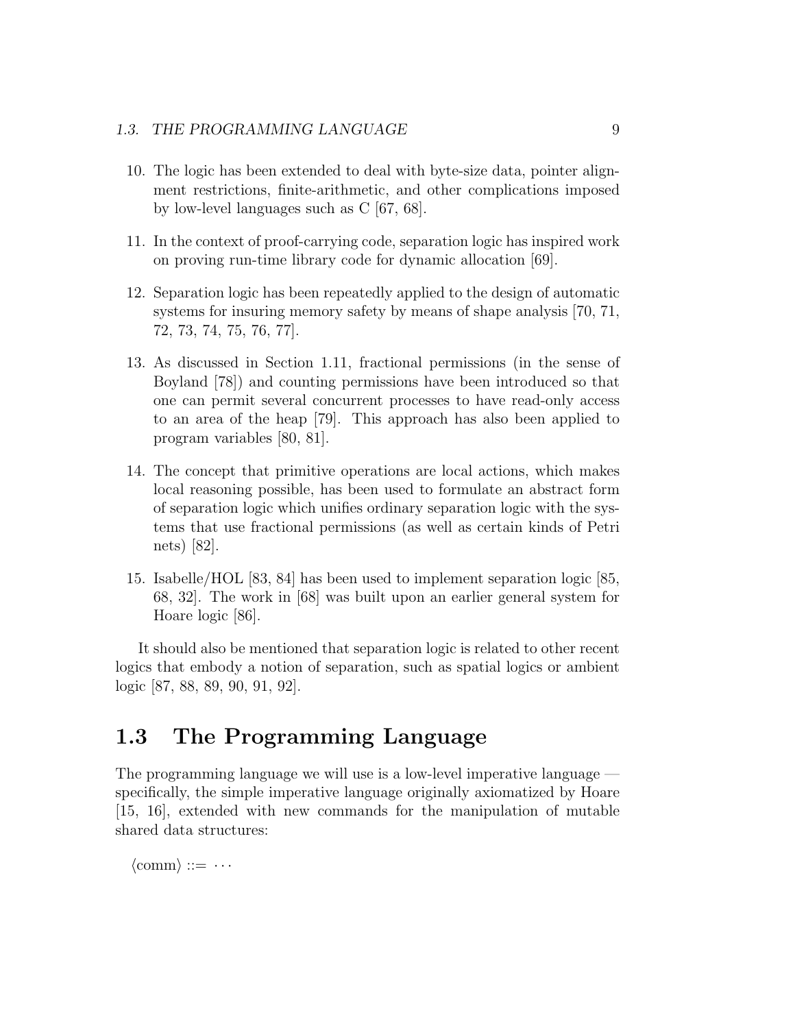10. The logic has been extended to deal with byte-size data, pointer alignment restrictions, finite-arithmetic, and other complications imposed by low-level languages such as C [67, 68].

11. In the context of proof-carrying code, separation logic has inspired work on proving run-time library code for dynamic allocation [69].

12. Separation logic has been repeatedly applied to the design of automatic systems for insuring memory safety by means of shape analysis [70, 71, 72, 73, 74, 75, 76, 77].

13. As discussed in Section 1.11, fractional permissions (in the sense of Boyland [78]) and counting permissions have been introduced so that one can permit several concurrent processes to have read-only access to an area of the heap [79]. This approach has also been applied to program variables [80, 81].

14. The concept that primitive operations are local actions, which makes local reasoning possible, has been used to formulate an abstract form of separation logic which unifies ordinary separation logic with the systems that use fractional permissions (as well as certain kinds of Petri nets) [82].

15. Isabelle/HOL [83, 84] has been used to implement separation logic [85, 68, 32]. The work in [68] was built upon an earlier general system for Hoare logic [86].

It should also be mentioned that separation logic is related to other recent logics that embody a notion of separation, such as spatial logics or ambient logic [87, 88, 89, 90, 91, 92].

## 1.3 The Programming Language

The programming language we will use is a low-level imperative language — specifically, the simple imperative language originally axiomatized by Hoare [15, 16], extended with new commands for the manipulation of mutable shared data structures:

$\langle \text{comm} \rangle ::= \cdots$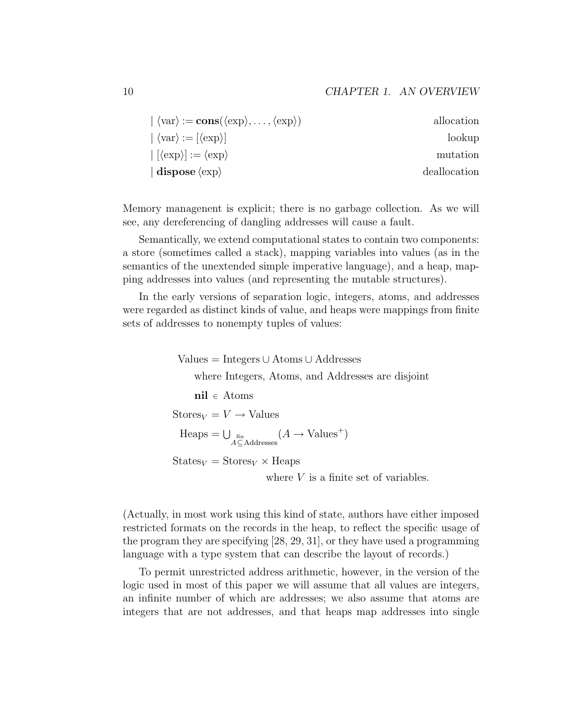| $\langle\text{var}\rangle := \mathbf{cons}(\langle\text{exp}\rangle, \ldots, \langle\text{exp}\rangle)$ | allocation |
|---|---|
| $\mid \langle\text{var}\rangle := [\langle\text{exp}\rangle]$ | lookup |
| $\mid [\langle\text{exp}\rangle] := \langle\text{exp}\rangle$ | mutation |
| $\mid$ **dispose** $\langle\text{exp}\rangle$ | deallocation |

Memory managenent is explicit; there is no garbage collection. As we will see, any dereferencing of dangling addresses will cause a fault.

Semantically, we extend computational states to contain two components: a store (sometimes called a stack), mapping variables into values (as in the semantics of the unextended simple imperative language), and a heap, mapping addresses into values (and representing the mutable structures).

In the early versions of separation logic, integers, atoms, and addresses were regarded as distinct kinds of value, and heaps were mappings from finite sets of addresses to nonempty tuples of values:

$$
\begin{aligned}
\text{Values} &= \text{Integers} \cup \text{Atoms} \cup \text{Addresses} \\
&\quad \text{where Integers, Atoms, and Addresses are disjoint} \\
&\quad \mathbf{nil} \in \text{Atoms} \\
\text{Stores}_V &= V \to \text{Values} \\
\text{Heaps} &= \bigcup_{A \overset{\text{fin}}{\subseteq} \text{Addresses}} (A \to \text{Values}^+) \\
\text{States}_V &= \text{Stores}_V \times \text{Heaps} \\
&\qquad\qquad \text{where } V \text{ is a finite set of variables.}
\end{aligned}
$$

(Actually, in most work using this kind of state, authors have either imposed restricted formats on the records in the heap, to reflect the specific usage of the program they are specifying [28, 29, 31], or they have used a programming language with a type system that can describe the layout of records.)

To permit unrestricted address arithmetic, however, in the version of the logic used in most of this paper we will assume that all values are integers, an infinite number of which are addresses; we also assume that atoms are integers that are not addresses, and that heaps map addresses into single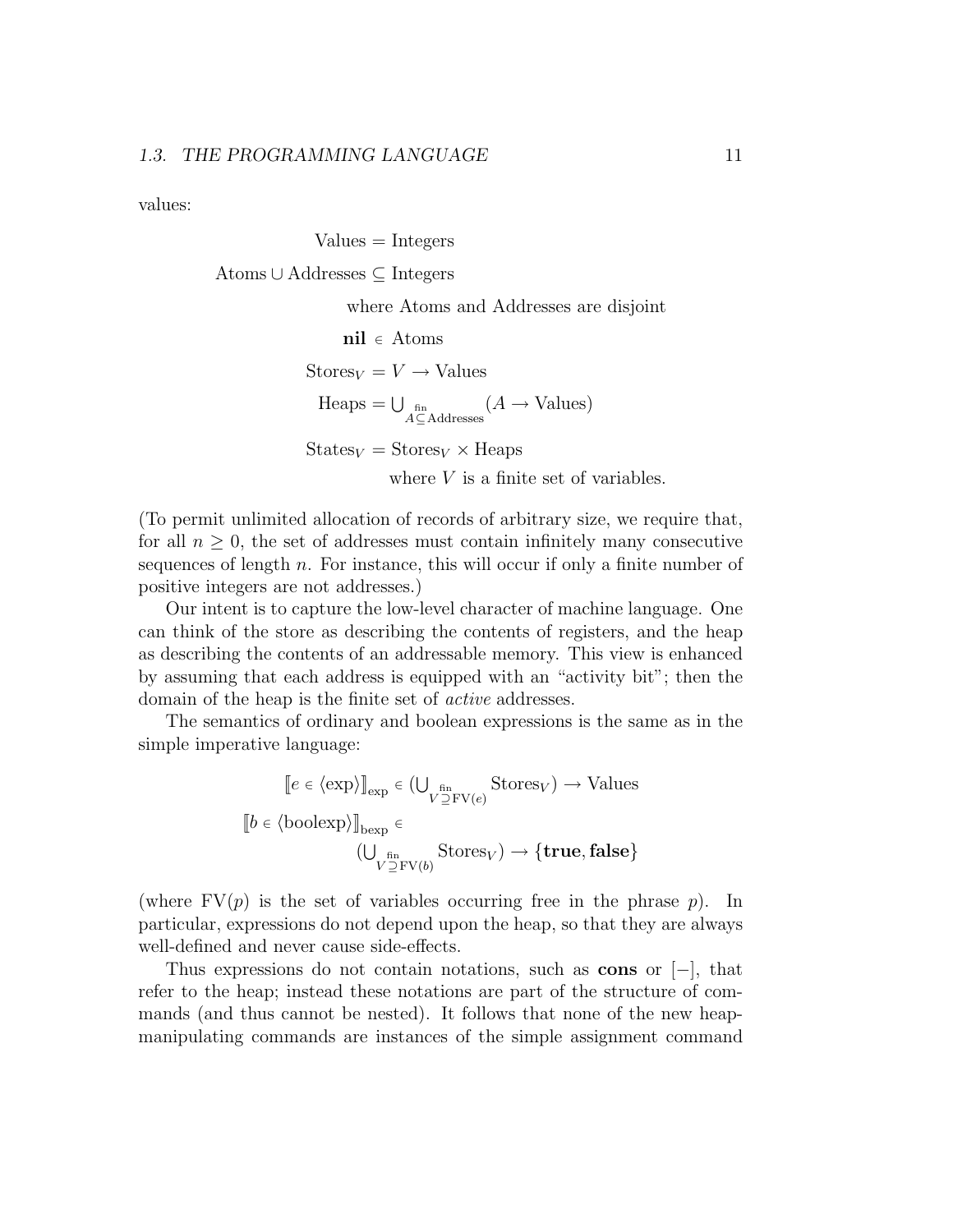values:

$$
\begin{aligned}
\text{Values} &= \text{Integers} \\
\text{Atoms} \cup \text{Addresses} &\subseteq \text{Integers} \\
&\quad \text{where Atoms and Addresses are disjoint} \\
\textbf{nil} &\in \text{Atoms} \\
\text{Stores}_V &= V \to \text{Values} \\
\text{Heaps} &= \bigcup_{\substack{\text{fin} \\ A \subseteq \text{Addresses}}} (A \to \text{Values}) \\
\text{States}_V &= \text{Stores}_V \times \text{Heaps} \\
&\quad \text{where } V \text{ is a finite set of variables.}
\end{aligned}
$$

(To permit unlimited allocation of records of arbitrary size, we require that, for all $n \geq 0$, the set of addresses must contain infinitely many consecutive sequences of length $n$. For instance, this will occur if only a finite number of positive integers are not addresses.)

Our intent is to capture the low-level character of machine language. One can think of the store as describing the contents of registers, and the heap as describing the contents of an addressable memory. This view is enhanced by assuming that each address is equipped with an "activity bit"; then the domain of the heap is the finite set of *active* addresses.

The semantics of ordinary and boolean expressions is the same as in the simple imperative language:

$$
\begin{aligned}
&[\![ e \in \langle \text{exp} \rangle ]\!]_{\text{exp}} \in (\bigcup_{\substack{\text{fin} \\ V \supseteq \text{FV}(e)}} \text{Stores}_V) \to \text{Values} \\
&[\![ b \in \langle \text{boolexp} \rangle ]\!]_{\text{bexp}} \in \\
&\qquad (\bigcup_{\substack{\text{fin} \\ V \supseteq \text{FV}(b)}} \text{Stores}_V) \to \{\textbf{true}, \textbf{false}\}
\end{aligned}
$$

(where $\text{FV}(p)$ is the set of variables occurring free in the phrase $p$). In particular, expressions do not depend upon the heap, so that they are always well-defined and never cause side-effects.

Thus expressions do not contain notations, such as **cons** or $[-]$, that refer to the heap; instead these notations are part of the structure of commands (and thus cannot be nested). It follows that none of the new heap-manipulating commands are instances of the simple assignment command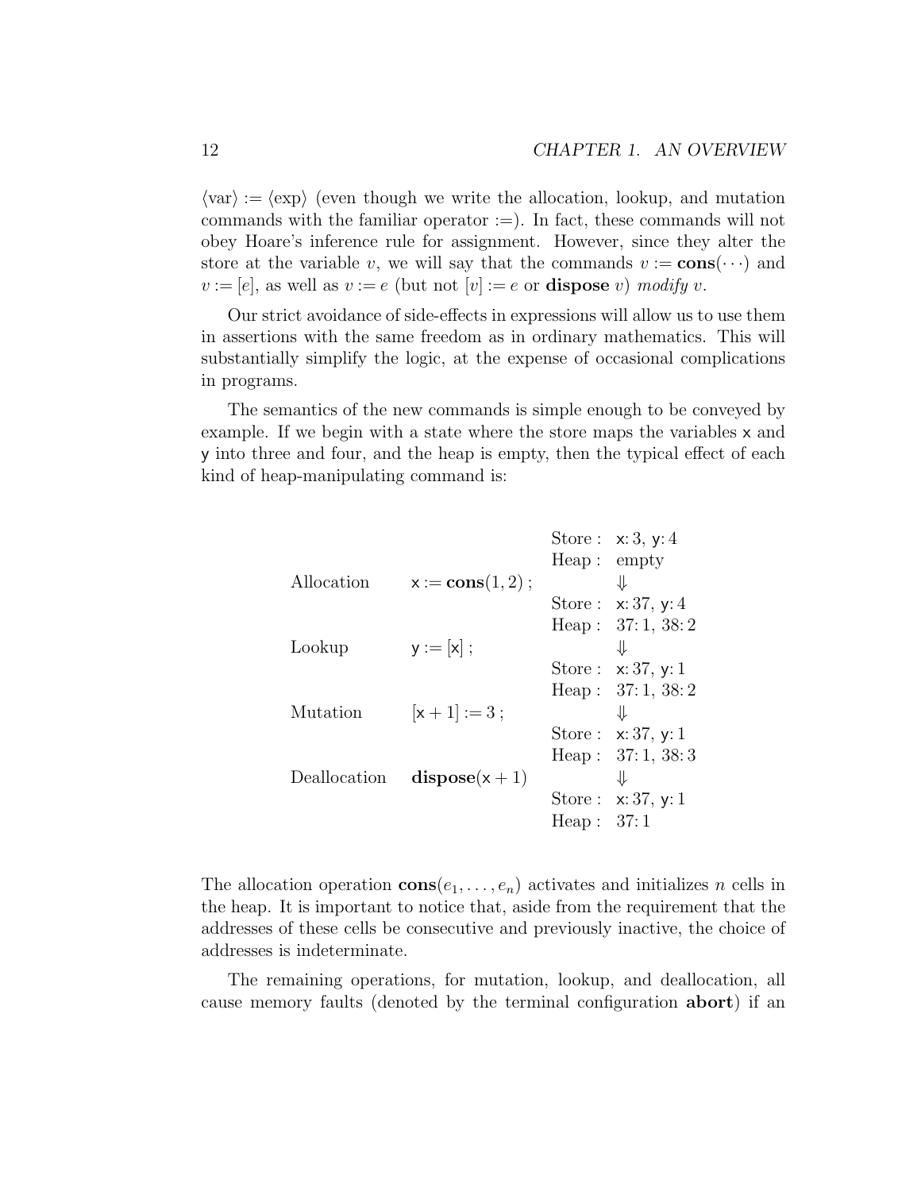⟨var⟩ := ⟨exp⟩ (even though we write the allocation, lookup, and mutation commands with the familiar operator :=). In fact, these commands will not obey Hoare's inference rule for assignment. However, since they alter the store at the variable $v$, we will say that the commands $v := \mathbf{cons}(\cdots)$ and $v := [e]$, as well as $v := e$ (but not $[v] := e$ or **dispose** $v$) *modify* $v$.

Our strict avoidance of side-effects in expressions will allow us to use them in assertions with the same freedom as in ordinary mathematics. This will substantially simplify the logic, at the expense of occasional complications in programs.

The semantics of the new commands is simple enough to be conveyed by example. If we begin with a state where the store maps the variables x and y into three and four, and the heap is empty, then the typical effect of each kind of heap-manipulating command is:

| | | | |
|---|---|---|---|
| | | Store : | x: 3, y: 4 |
| | | Heap : | empty |
| Allocation | $\mathsf{x} := \mathbf{cons}(1, 2)$ ; | | ⇓ |
| | | Store : | x: 37, y: 4 |
| | | Heap : | 37: 1, 38: 2 |
| Lookup | $\mathsf{y} := [\mathsf{x}]$ ; | | ⇓ |
| | | Store : | x: 37, y: 1 |
| | | Heap : | 37: 1, 38: 2 |
| Mutation | $[\mathsf{x} + 1] := 3$ ; | | ⇓ |
| | | Store : | x: 37, y: 1 |
| | | Heap : | 37: 1, 38: 3 |
| Deallocation | $\mathbf{dispose}(\mathsf{x} + 1)$ | | ⇓ |
| | | Store : | x: 37, y: 1 |
| | | Heap : | 37: 1 |

The allocation operation $\mathbf{cons}(e_1, \ldots, e_n)$ activates and initializes $n$ cells in the heap. It is important to notice that, aside from the requirement that the addresses of these cells be consecutive and previously inactive, the choice of addresses is indeterminate.

The remaining operations, for mutation, lookup, and deallocation, all cause memory faults (denoted by the terminal configuration **abort**) if an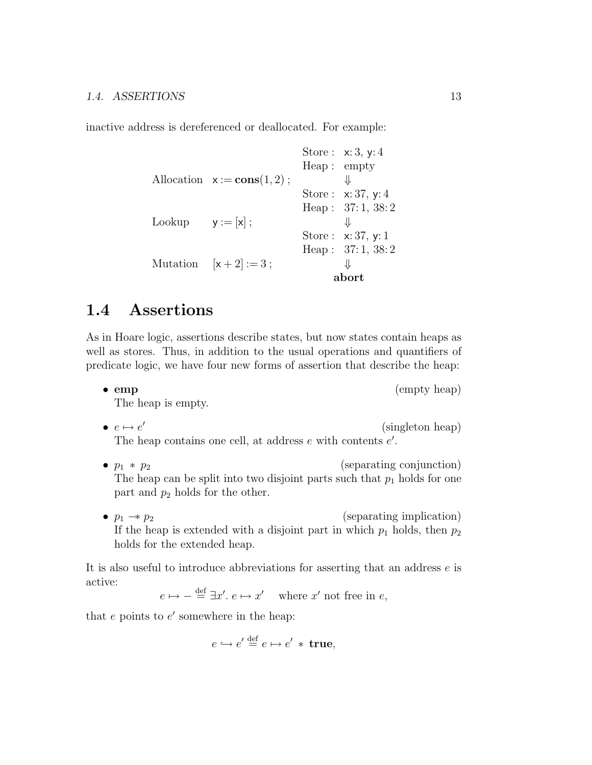inactive address is dereferenced or deallocated. For example:

$$
\begin{array}{llll}
 & & \text{Store}: & \mathsf{x}\!: 3,\ \mathsf{y}\!: 4 \\
 & & \text{Heap}: & \text{empty} \\
\text{Allocation} & \mathsf{x} := \mathbf{cons}(1, 2)\ ; & & \Downarrow \\
 & & \text{Store}: & \mathsf{x}\!: 37,\ \mathsf{y}\!: 4 \\
 & & \text{Heap}: & 37\!: 1,\ 38\!: 2 \\
\text{Lookup} & \mathsf{y} := [\mathsf{x}]\ ; & & \Downarrow \\
 & & \text{Store}: & \mathsf{x}\!: 37,\ \mathsf{y}\!: 1 \\
 & & \text{Heap}: & 37\!: 1,\ 38\!: 2 \\
\text{Mutation} & [\mathsf{x} + 2] := 3\ ; & & \Downarrow \\
 & & & \mathbf{abort}
\end{array}
$$

## 1.4 Assertions

As in Hoare logic, assertions describe states, but now states contain heaps as well as stores. Thus, in addition to the usual operations and quantifiers of predicate logic, we have four new forms of assertion that describe the heap:

- **emp** (empty heap)
  The heap is empty.

- $e \mapsto e'$ (singleton heap)
  The heap contains one cell, at address $e$ with contents $e'$.

- $p_1 \ast p_2$ (separating conjunction)
  The heap can be split into two disjoint parts such that $p_1$ holds for one part and $p_2$ holds for the other.

- $p_1 \mathrel{-\!\!\ast} p_2$ (separating implication)
  If the heap is extended with a disjoint part in which $p_1$ holds, then $p_2$ holds for the extended heap.

It is also useful to introduce abbreviations for asserting that an address $e$ is active:

$$e \mapsto - \stackrel{\text{def}}{=} \exists x'.\ e \mapsto x' \quad \text{where } x' \text{ not free in } e,$$

that $e$ points to $e'$ somewhere in the heap:

$$e \hookrightarrow e' \stackrel{\text{def}}{=} e \mapsto e' \ast \mathbf{true},$$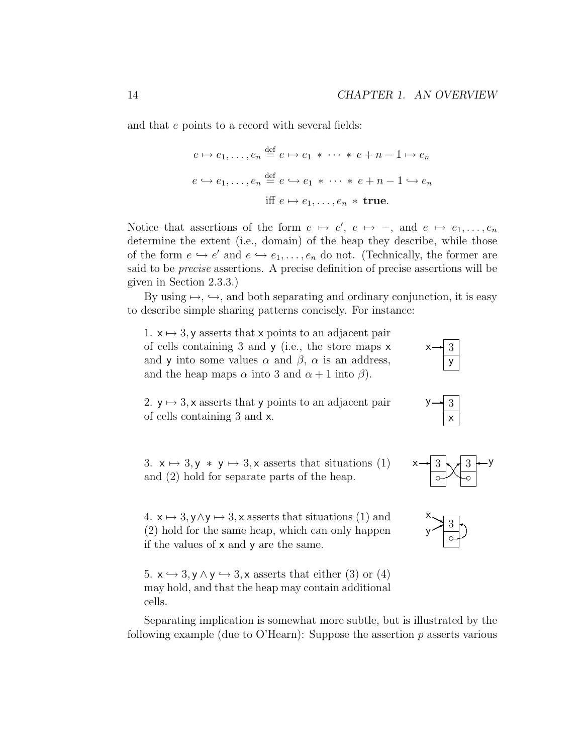and that $e$ points to a record with several fields:

$$e \mapsto e_1, \ldots, e_n \stackrel{\text{def}}{=} e \mapsto e_1 \ast \cdots \ast e + n - 1 \mapsto e_n$$

$$e \hookrightarrow e_1, \ldots, e_n \stackrel{\text{def}}{=} e \hookrightarrow e_1 \ast \cdots \ast e + n - 1 \hookrightarrow e_n$$

$$\text{iff } e \mapsto e_1, \ldots, e_n \ast \textbf{true}.$$

Notice that assertions of the form $e \mapsto e'$, $e \mapsto -$, and $e \mapsto e_1, \ldots, e_n$ determine the extent (i.e., domain) of the heap they describe, while those of the form $e \hookrightarrow e'$ and $e \hookrightarrow e_1, \ldots, e_n$ do not. (Technically, the former are said to be *precise* assertions. A precise definition of precise assertions will be given in Section 2.3.3.)

By using $\mapsto$, $\hookrightarrow$, and both separating and ordinary conjunction, it is easy to describe simple sharing patterns concisely. For instance:

1. $\mathsf{x} \mapsto 3, \mathsf{y}$ asserts that $\mathsf{x}$ points to an adjacent pair of cells containing 3 and $\mathsf{y}$ (i.e., the store maps $\mathsf{x}$ and $\mathsf{y}$ into some values $\alpha$ and $\beta$, $\alpha$ is an address, and the heap maps $\alpha$ into 3 and $\alpha + 1$ into $\beta$).

2. $\mathsf{y} \mapsto 3, \mathsf{x}$ asserts that $\mathsf{y}$ points to an adjacent pair of cells containing 3 and $\mathsf{x}$.

3. $\mathsf{x} \mapsto 3, \mathsf{y} \ast \mathsf{y} \mapsto 3, \mathsf{x}$ asserts that situations (1) and (2) hold for separate parts of the heap.

4. $\mathsf{x} \mapsto 3, \mathsf{y} \wedge \mathsf{y} \mapsto 3, \mathsf{x}$ asserts that situations (1) and (2) hold for the same heap, which can only happen if the values of $\mathsf{x}$ and $\mathsf{y}$ are the same.

5. $\mathsf{x} \hookrightarrow 3, \mathsf{y} \wedge \mathsf{y} \hookrightarrow 3, \mathsf{x}$ asserts that either (3) or (4) may hold, and that the heap may contain additional cells.

Separating implication is somewhat more subtle, but is illustrated by the following example (due to O'Hearn): Suppose the assertion $p$ asserts various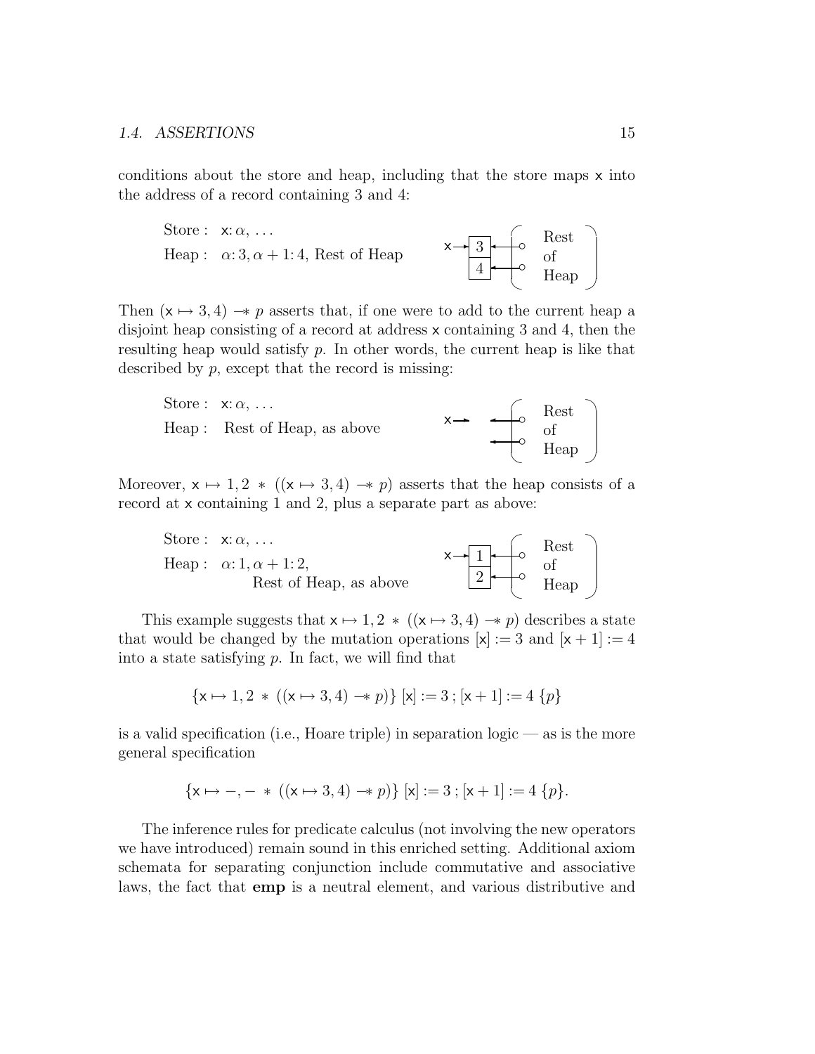conditions about the store and heap, including that the store maps x into the address of a record containing 3 and 4:

Store : $\mathsf{x}\colon \alpha, \ldots$
Heap : $\alpha\colon 3, \alpha + 1\colon 4$, Rest of Heap

Then $(\mathsf{x} \mapsto 3, 4) -\!\!* \; p$ asserts that, if one were to add to the current heap a disjoint heap consisting of a record at address x containing 3 and 4, then the resulting heap would satisfy $p$. In other words, the current heap is like that described by $p$, except that the record is missing:

Store : $\mathsf{x}\colon \alpha, \ldots$
Heap : Rest of Heap, as above

Moreover, $\mathsf{x} \mapsto 1, 2 \; * \; ((\mathsf{x} \mapsto 3, 4) -\!\!* \; p)$ asserts that the heap consists of a record at x containing 1 and 2, plus a separate part as above:

Store : $\mathsf{x}\colon \alpha, \ldots$
Heap : $\alpha\colon 1, \alpha + 1\colon 2$,
Rest of Heap, as above

This example suggests that $\mathsf{x} \mapsto 1, 2 \; * \; ((\mathsf{x} \mapsto 3, 4) -\!\!* \; p)$ describes a state that would be changed by the mutation operations $[\mathsf{x}] := 3$ and $[\mathsf{x} + 1] := 4$ into a state satisfying $p$. In fact, we will find that

$$\{\mathsf{x} \mapsto 1, 2 \; * \; ((\mathsf{x} \mapsto 3, 4) -\!\!* \; p)\} \; [\mathsf{x}] := 3 \, ; [\mathsf{x} + 1] := 4 \; \{p\}$$

is a valid specification (i.e., Hoare triple) in separation logic — as is the more general specification

$$\{\mathsf{x} \mapsto -, - \; * \; ((\mathsf{x} \mapsto 3, 4) -\!\!* \; p)\} \; [\mathsf{x}] := 3 \, ; [\mathsf{x} + 1] := 4 \; \{p\}.$$

The inference rules for predicate calculus (not involving the new operators we have introduced) remain sound in this enriched setting. Additional axiom schemata for separating conjunction include commutative and associative laws, the fact that **emp** is a neutral element, and various distributive and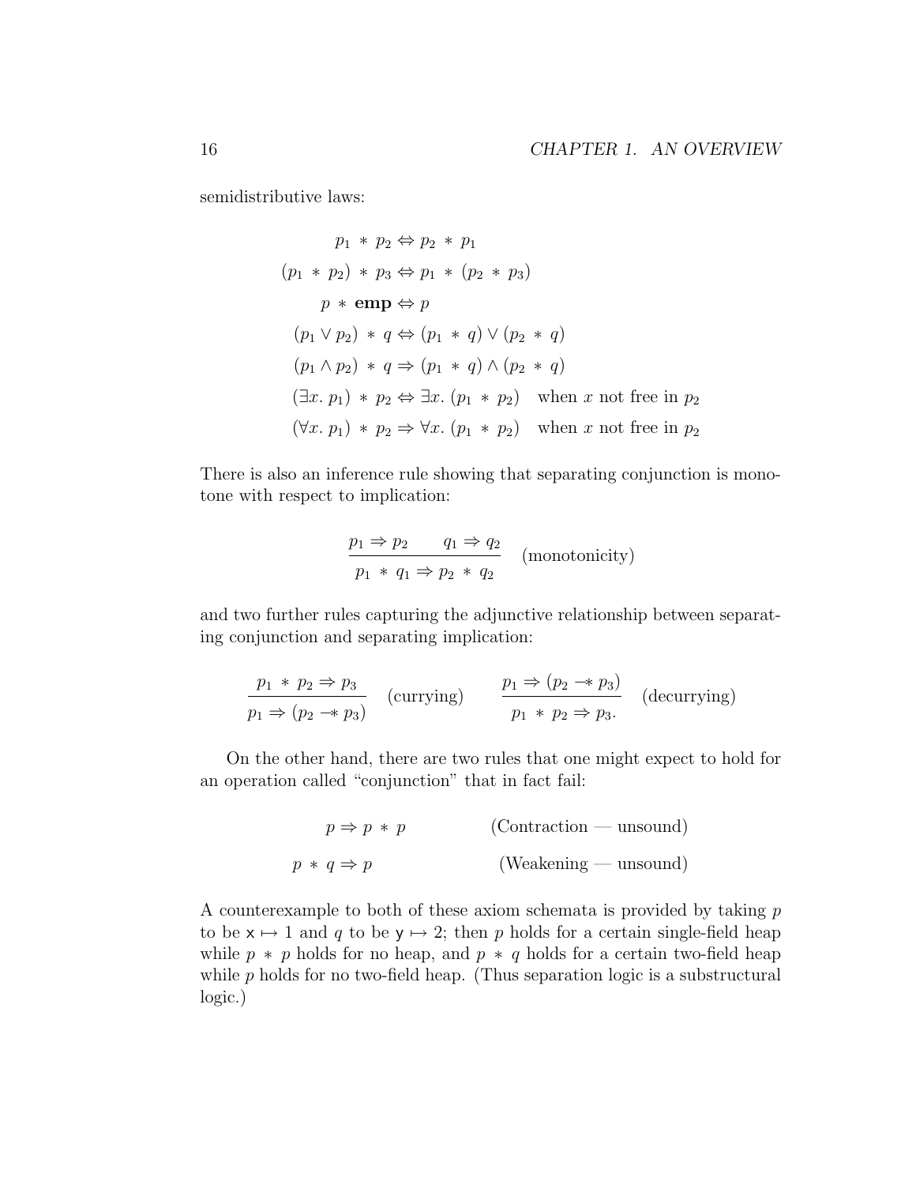semidistributive laws:

$$
\begin{aligned}
p_1 * p_2 &\Leftrightarrow p_2 * p_1 \\
(p_1 * p_2) * p_3 &\Leftrightarrow p_1 * (p_2 * p_3) \\
p * \mathbf{emp} &\Leftrightarrow p \\
(p_1 \vee p_2) * q &\Leftrightarrow (p_1 * q) \vee (p_2 * q) \\
(p_1 \wedge p_2) * q &\Rightarrow (p_1 * q) \wedge (p_2 * q) \\
(\exists x.\ p_1) * p_2 &\Leftrightarrow \exists x.\ (p_1 * p_2) \quad \text{when } x \text{ not free in } p_2 \\
(\forall x.\ p_1) * p_2 &\Rightarrow \forall x.\ (p_1 * p_2) \quad \text{when } x \text{ not free in } p_2
\end{aligned}
$$

There is also an inference rule showing that separating conjunction is monotone with respect to implication:

$$
\frac{p_1 \Rightarrow p_2 \qquad q_1 \Rightarrow q_2}{p_1 * q_1 \Rightarrow p_2 * q_2} \quad \text{(monotonicity)}
$$

and two further rules capturing the adjunctive relationship between separating conjunction and separating implication:

$$
\frac{p_1 * p_2 \Rightarrow p_3}{p_1 \Rightarrow (p_2 \mathrel{-\!\!*} p_3)} \quad \text{(currying)} \qquad \frac{p_1 \Rightarrow (p_2 \mathrel{-\!\!*} p_3)}{p_1 * p_2 \Rightarrow p_3.} \quad \text{(decurrying)}
$$

On the other hand, there are two rules that one might expect to hold for an operation called "conjunction" that in fact fail:

$$
\begin{aligned}
p &\Rightarrow p * p \qquad &\text{(Contraction — unsound)} \\
p * q &\Rightarrow p \qquad &\text{(Weakening — unsound)}
\end{aligned}
$$

A counterexample to both of these axiom schemata is provided by taking $p$ to be $\mathsf{x} \mapsto 1$ and $q$ to be $\mathsf{y} \mapsto 2$; then $p$ holds for a certain single-field heap while $p * p$ holds for no heap, and $p * q$ holds for a certain two-field heap while $p$ holds for no two-field heap. (Thus separation logic is a substructural logic.)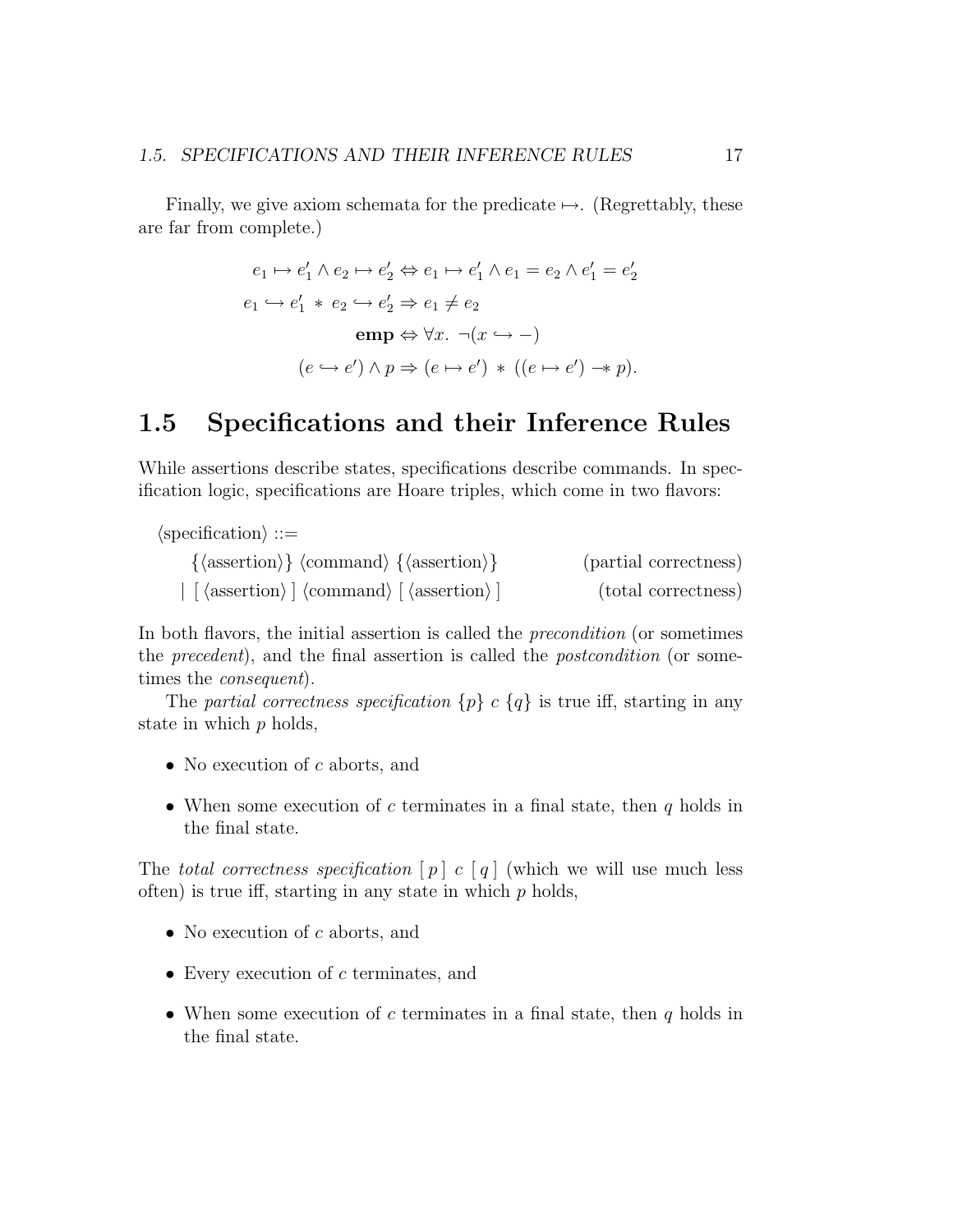Finally, we give axiom schemata for the predicate $\mapsto$. (Regrettably, these are far from complete.)

$$
\begin{aligned}
e_1 \mapsto e_1' \wedge e_2 \mapsto e_2' &\Leftrightarrow e_1 \mapsto e_1' \wedge e_1 = e_2 \wedge e_1' = e_2' \\
e_1 \hookrightarrow e_1' \,*\, e_2 \hookrightarrow e_2' &\Rightarrow e_1 \neq e_2 \\
\mathbf{emp} &\Leftrightarrow \forall x.\ \neg(x \hookrightarrow -) \\
(e \hookrightarrow e') \wedge p &\Rightarrow (e \mapsto e') \,*\, ((e \mapsto e') \mathrel{-\!\!*} p).
\end{aligned}
$$

## 1.5 Specifications and their Inference Rules

While assertions describe states, specifications describe commands. In specification logic, specifications are Hoare triples, which come in two flavors:

$$
\begin{aligned}
&\langle\text{specification}\rangle ::= \\
&\quad \{\langle\text{assertion}\rangle\}\ \langle\text{command}\rangle\ \{\langle\text{assertion}\rangle\} \qquad \text{(partial correctness)} \\
&\quad \mid\ [\ \langle\text{assertion}\rangle\ ]\ \langle\text{command}\rangle\ [\ \langle\text{assertion}\rangle\ ] \qquad \text{(total correctness)}
\end{aligned}
$$

In both flavors, the initial assertion is called the *precondition* (or sometimes the *precedent*), and the final assertion is called the *postcondition* (or sometimes the *consequent*).

The *partial correctness specification* $\{p\}\ c\ \{q\}$ is true iff, starting in any state in which $p$ holds,

- No execution of $c$ aborts, and
- When some execution of $c$ terminates in a final state, then $q$ holds in the final state.

The *total correctness specification* $[\ p\ ]\ c\ [\ q\ ]$ (which we will use much less often) is true iff, starting in any state in which $p$ holds,

- No execution of $c$ aborts, and
- Every execution of $c$ terminates, and
- When some execution of $c$ terminates in a final state, then $q$ holds in the final state.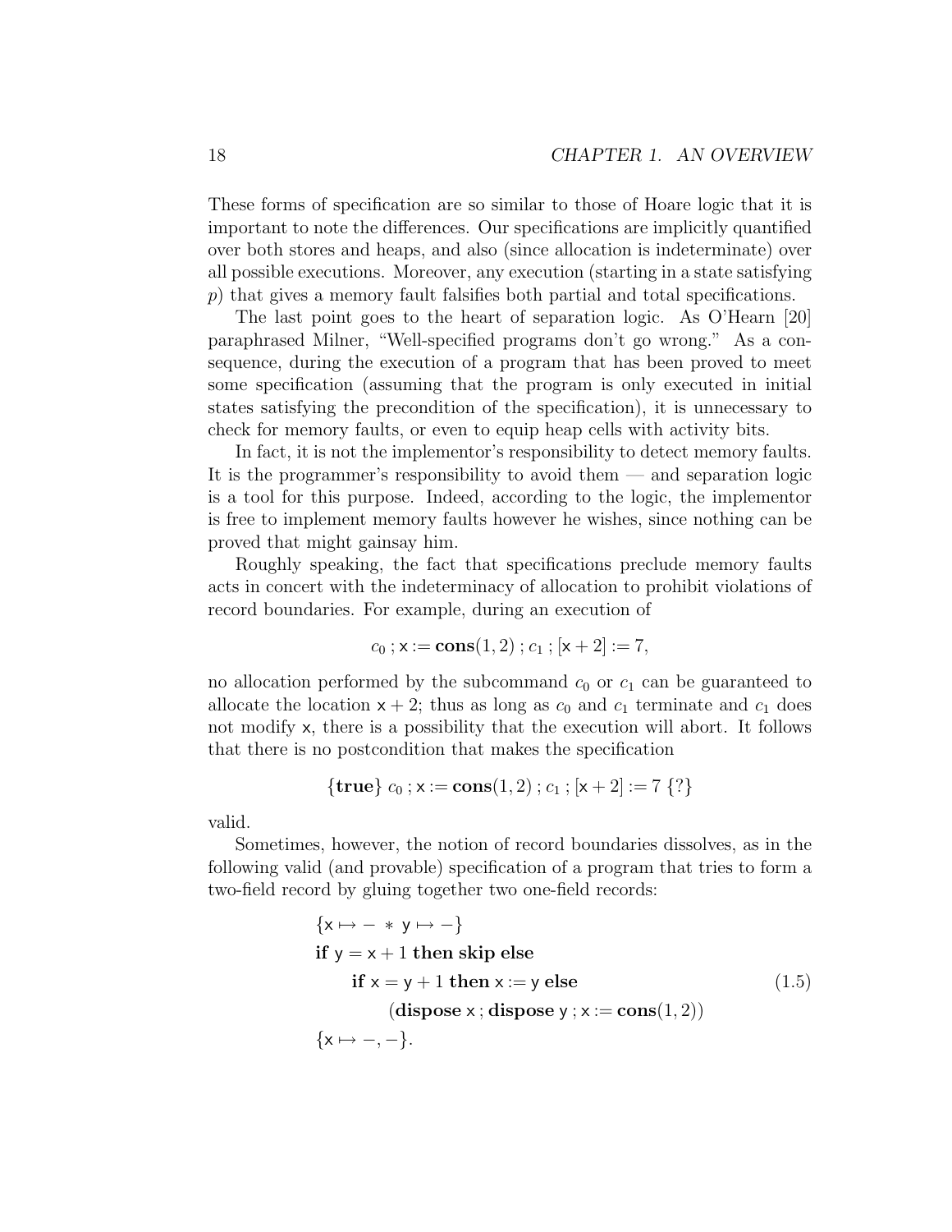These forms of specification are so similar to those of Hoare logic that it is important to note the differences. Our specifications are implicitly quantified over both stores and heaps, and also (since allocation is indeterminate) over all possible executions. Moreover, any execution (starting in a state satisfying $p$) that gives a memory fault falsifies both partial and total specifications.

The last point goes to the heart of separation logic. As O'Hearn [20] paraphrased Milner, "Well-specified programs don't go wrong." As a consequence, during the execution of a program that has been proved to meet some specification (assuming that the program is only executed in initial states satisfying the precondition of the specification), it is unnecessary to check for memory faults, or even to equip heap cells with activity bits.

In fact, it is not the implementor's responsibility to detect memory faults. It is the programmer's responsibility to avoid them — and separation logic is a tool for this purpose. Indeed, according to the logic, the implementor is free to implement memory faults however he wishes, since nothing can be proved that might gainsay him.

Roughly speaking, the fact that specifications preclude memory faults acts in concert with the indeterminacy of allocation to prohibit violations of record boundaries. For example, during an execution of

$$c_0 \,; \mathsf{x} := \mathbf{cons}(1, 2) \,; c_1 \,; [\mathsf{x} + 2] := 7,$$

no allocation performed by the subcommand $c_0$ or $c_1$ can be guaranteed to allocate the location $\mathsf{x} + 2$; thus as long as $c_0$ and $c_1$ terminate and $c_1$ does not modify $\mathsf{x}$, there is a possibility that the execution will abort. It follows that there is no postcondition that makes the specification

$$\{\mathbf{true}\}\ c_0 \,; \mathsf{x} := \mathbf{cons}(1, 2) \,; c_1 \,; [\mathsf{x} + 2] := 7\ \{?\}$$

valid.

Sometimes, however, the notion of record boundaries dissolves, as in the following valid (and provable) specification of a program that tries to form a two-field record by gluing together two one-field records:

$$\begin{array}{l}
\{\mathsf{x} \mapsto - \ * \ \mathsf{y} \mapsto -\} \\
\mathbf{if}\ \mathsf{y} = \mathsf{x} + 1\ \mathbf{then\ skip\ else} \\
\qquad \mathbf{if}\ \mathsf{x} = \mathsf{y} + 1\ \mathbf{then}\ \mathsf{x} := \mathsf{y}\ \mathbf{else} \\
\qquad\qquad (\mathbf{dispose}\ \mathsf{x} \,; \mathbf{dispose}\ \mathsf{y} \,; \mathsf{x} := \mathbf{cons}(1, 2)) \\
\{\mathsf{x} \mapsto -, -\}.
\end{array} \tag{1.5}$$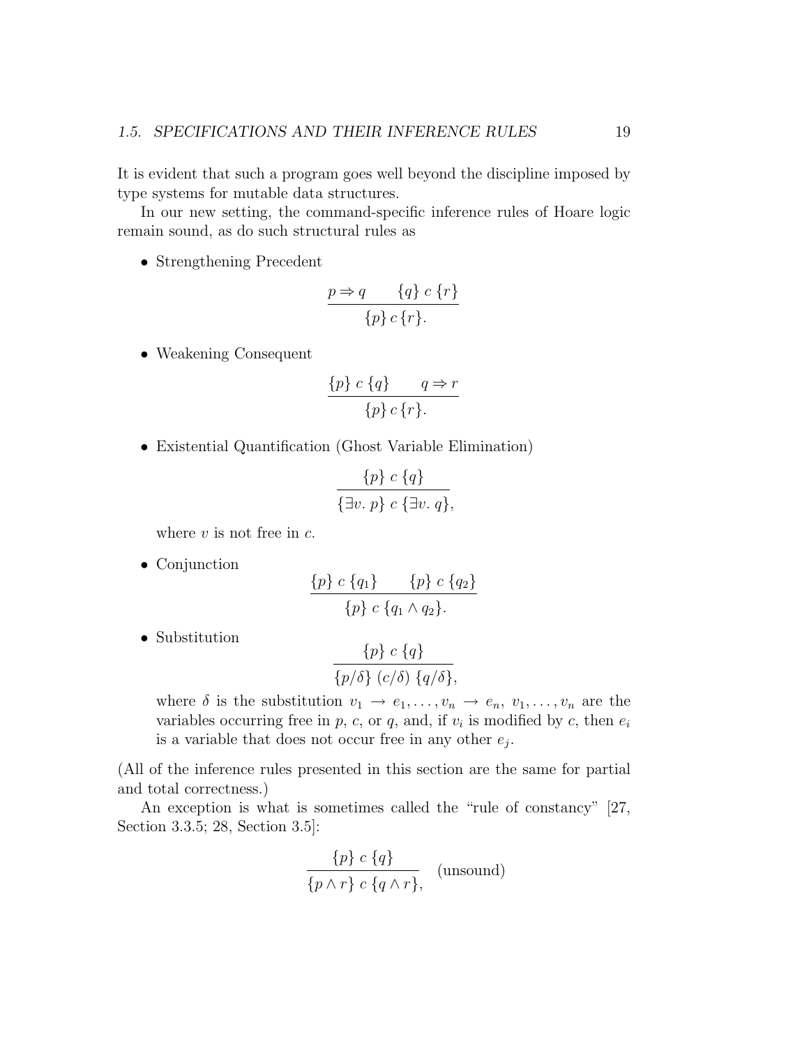It is evident that such a program goes well beyond the discipline imposed by type systems for mutable data structures.

In our new setting, the command-specific inference rules of Hoare logic remain sound, as do such structural rules as

- Strengthening Precedent

$$\frac{p \Rightarrow q \qquad \{q\}\ c\ \{r\}}{\{p\}\, c\, \{r\}.}$$

- Weakening Consequent

$$\frac{\{p\}\ c\ \{q\} \qquad q \Rightarrow r}{\{p\}\, c\, \{r\}.}$$

- Existential Quantification (Ghost Variable Elimination)

$$\frac{\{p\}\ c\ \{q\}}{\{\exists v.\ p\}\ c\ \{\exists v.\ q\},}$$

  where $v$ is not free in $c$.

- Conjunction

$$\frac{\{p\}\ c\ \{q_1\} \qquad \{p\}\ c\ \{q_2\}}{\{p\}\ c\ \{q_1 \wedge q_2\}.}$$

- Substitution

$$\frac{\{p\}\ c\ \{q\}}{\{p/\delta\}\ (c/\delta)\ \{q/\delta\},}$$

  where $\delta$ is the substitution $v_1 \to e_1, \ldots, v_n \to e_n$, $v_1, \ldots, v_n$ are the variables occurring free in $p$, $c$, or $q$, and, if $v_i$ is modified by $c$, then $e_i$ is a variable that does not occur free in any other $e_j$.

(All of the inference rules presented in this section are the same for partial and total correctness.)

An exception is what is sometimes called the "rule of constancy" [27, Section 3.3.5; 28, Section 3.5]:

$$\frac{\{p\}\ c\ \{q\}}{\{p \wedge r\}\ c\ \{q \wedge r\},} \quad \text{(unsound)}$$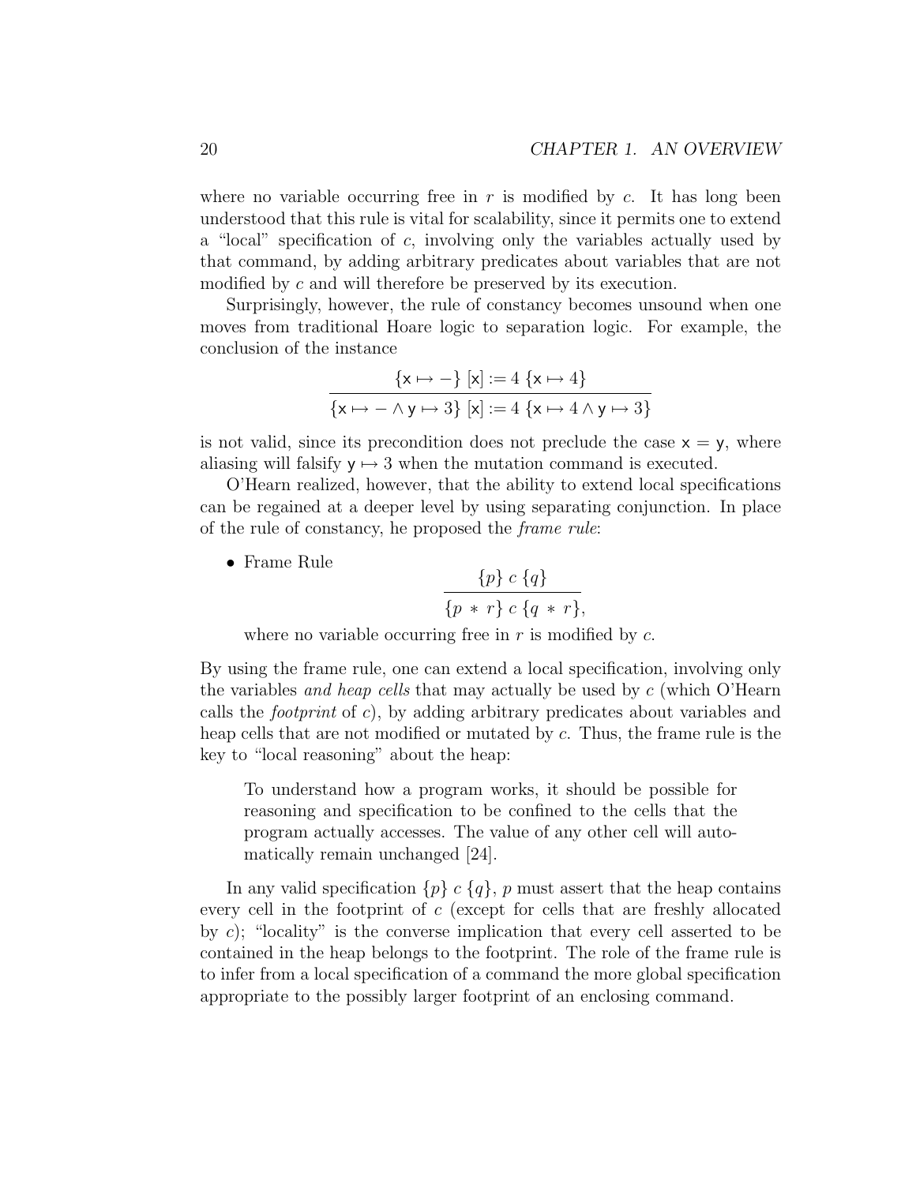where no variable occurring free in $r$ is modified by $c$. It has long been understood that this rule is vital for scalability, since it permits one to extend a "local" specification of $c$, involving only the variables actually used by that command, by adding arbitrary predicates about variables that are not modified by $c$ and will therefore be preserved by its execution.

Surprisingly, however, the rule of constancy becomes unsound when one moves from traditional Hoare logic to separation logic. For example, the conclusion of the instance

$$\frac{\{\mathsf{x} \mapsto -\}\ [\mathsf{x}] := 4\ \{\mathsf{x} \mapsto 4\}}{\{\mathsf{x} \mapsto - \wedge \mathsf{y} \mapsto 3\}\ [\mathsf{x}] := 4\ \{\mathsf{x} \mapsto 4 \wedge \mathsf{y} \mapsto 3\}}$$

is not valid, since its precondition does not preclude the case $\mathsf{x} = \mathsf{y}$, where aliasing will falsify $\mathsf{y} \mapsto 3$ when the mutation command is executed.

O'Hearn realized, however, that the ability to extend local specifications can be regained at a deeper level by using separating conjunction. In place of the rule of constancy, he proposed the *frame rule*:

- Frame Rule

$$\frac{\{p\}\ c\ \{q\}}{\{p\ *\ r\}\ c\ \{q\ *\ r\},}$$

where no variable occurring free in $r$ is modified by $c$.

By using the frame rule, one can extend a local specification, involving only the variables *and heap cells* that may actually be used by $c$ (which O'Hearn calls the *footprint* of $c$), by adding arbitrary predicates about variables and heap cells that are not modified or mutated by $c$. Thus, the frame rule is the key to "local reasoning" about the heap:

> To understand how a program works, it should be possible for reasoning and specification to be confined to the cells that the program actually accesses. The value of any other cell will automatically remain unchanged [24].

In any valid specification $\{p\}\ c\ \{q\}$, $p$ must assert that the heap contains every cell in the footprint of $c$ (except for cells that are freshly allocated by $c$); "locality" is the converse implication that every cell asserted to be contained in the heap belongs to the footprint. The role of the frame rule is to infer from a local specification of a command the more global specification appropriate to the possibly larger footprint of an enclosing command.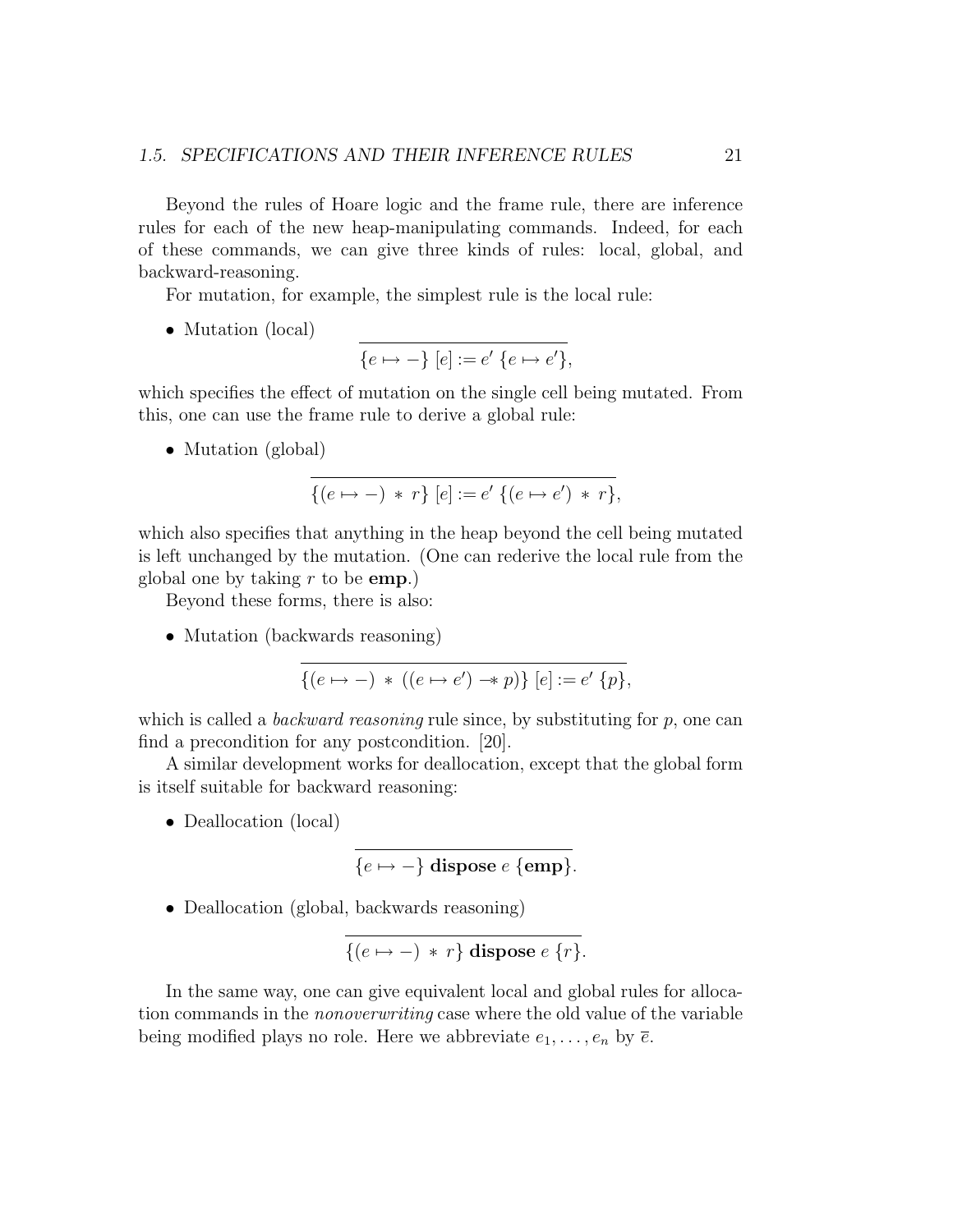Beyond the rules of Hoare logic and the frame rule, there are inference rules for each of the new heap-manipulating commands. Indeed, for each of these commands, we can give three kinds of rules: local, global, and backward-reasoning.

For mutation, for example, the simplest rule is the local rule:

- Mutation (local)

$$\overline{\{e \mapsto -\}\ [e] := e'\ \{e \mapsto e'\}},$$

which specifies the effect of mutation on the single cell being mutated. From this, one can use the frame rule to derive a global rule:

- Mutation (global)

$$\overline{\{(e \mapsto -)\ *\ r\}\ [e] := e'\ \{(e \mapsto e')\ *\ r\}},$$

which also specifies that anything in the heap beyond the cell being mutated is left unchanged by the mutation. (One can rederive the local rule from the global one by taking $r$ to be **emp**.)

Beyond these forms, there is also:

- Mutation (backwards reasoning)

$$\overline{\{(e \mapsto -)\ *\ ((e \mapsto e') -\!\!* \ p)\}\ [e] := e'\ \{p\}},$$

which is called a *backward reasoning* rule since, by substituting for $p$, one can find a precondition for any postcondition. [20].

A similar development works for deallocation, except that the global form is itself suitable for backward reasoning:

- Deallocation (local)

$$\overline{\{e \mapsto -\}\ \textbf{dispose}\ e\ \{\textbf{emp}\}}.$$

- Deallocation (global, backwards reasoning)

$$\overline{\{(e \mapsto -)\ *\ r\}\ \textbf{dispose}\ e\ \{r\}}.$$

In the same way, one can give equivalent local and global rules for allocation commands in the *nonoverwriting* case where the old value of the variable being modified plays no role. Here we abbreviate $e_1, \ldots, e_n$ by $\overline{e}$.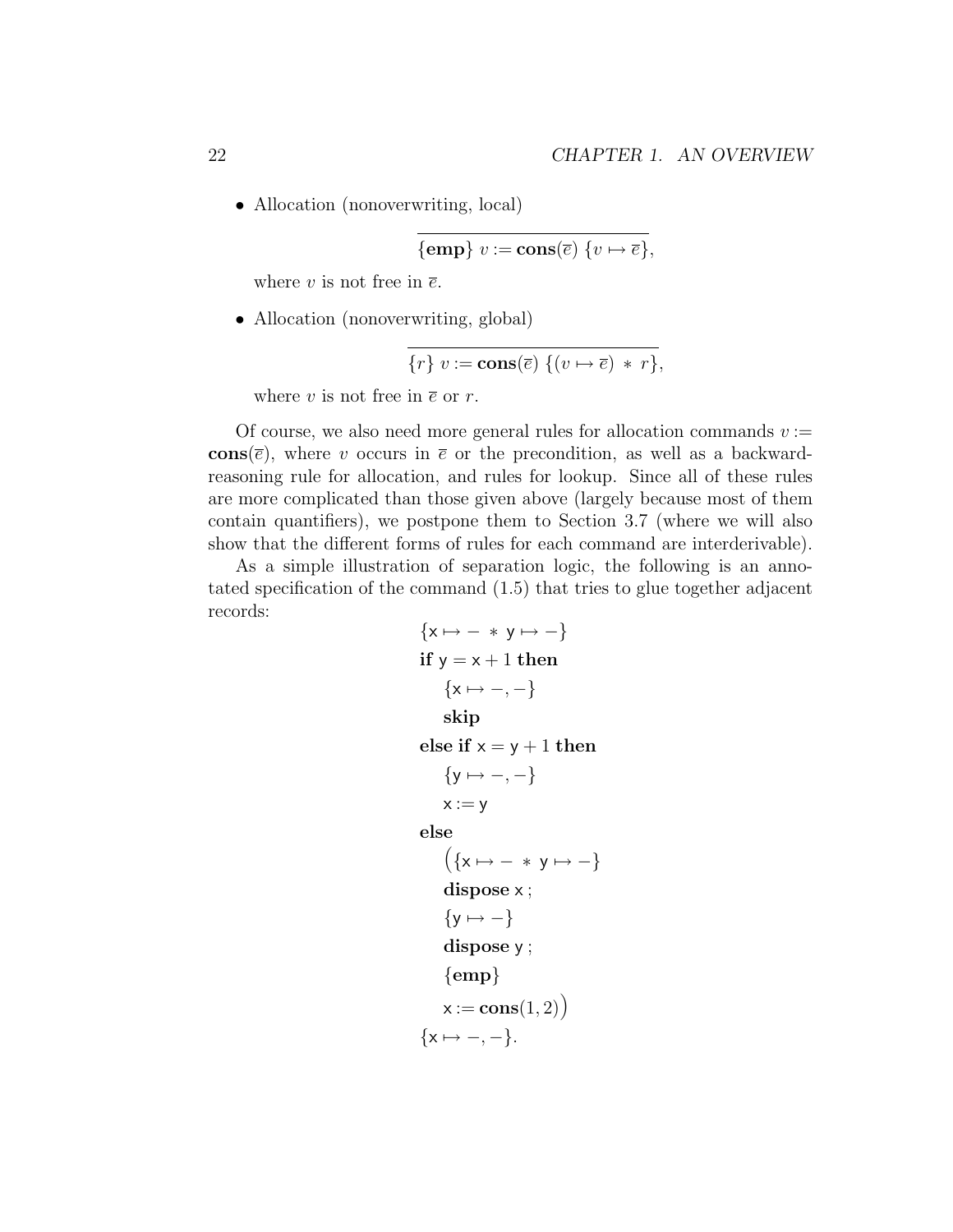- Allocation (nonoverwriting, local)

$$\overline{\{\mathbf{emp}\}\ v := \mathbf{cons}(\overline{e})\ \{v \mapsto \overline{e}\}},$$

where $v$ is not free in $\overline{e}$.

- Allocation (nonoverwriting, global)

$$\overline{\{r\}\ v := \mathbf{cons}(\overline{e})\ \{(v \mapsto \overline{e}) \ast r\}},$$

where $v$ is not free in $\overline{e}$ or $r$.

Of course, we also need more general rules for allocation commands $v := \mathbf{cons}(\overline{e})$, where $v$ occurs in $\overline{e}$ or the precondition, as well as a backward-reasoning rule for allocation, and rules for lookup. Since all of these rules are more complicated than those given above (largely because most of them contain quantifiers), we postpone them to Section 3.7 (where we will also show that the different forms of rules for each command are interderivable).

As a simple illustration of separation logic, the following is an annotated specification of the command (1.5) that tries to glue together adjacent records:

$$
\begin{array}{l}
\{\mathsf{x} \mapsto - \ast \mathsf{y} \mapsto -\} \\
\mathbf{if}\ \mathsf{y} = \mathsf{x} + 1\ \mathbf{then} \\
\quad \{\mathsf{x} \mapsto -, -\} \\
\quad \mathbf{skip} \\
\mathbf{else\ if}\ \mathsf{x} = \mathsf{y} + 1\ \mathbf{then} \\
\quad \{\mathsf{y} \mapsto -, -\} \\
\quad \mathsf{x} := \mathsf{y} \\
\mathbf{else} \\
\quad \big(\{\mathsf{x} \mapsto - \ast \mathsf{y} \mapsto -\} \\
\quad \mathbf{dispose}\ \mathsf{x}\,; \\
\quad \{\mathsf{y} \mapsto -\} \\
\quad \mathbf{dispose}\ \mathsf{y}\,; \\
\quad \{\mathbf{emp}\} \\
\quad \mathsf{x} := \mathbf{cons}(1, 2)\big) \\
\{\mathsf{x} \mapsto -, -\}.
\end{array}
$$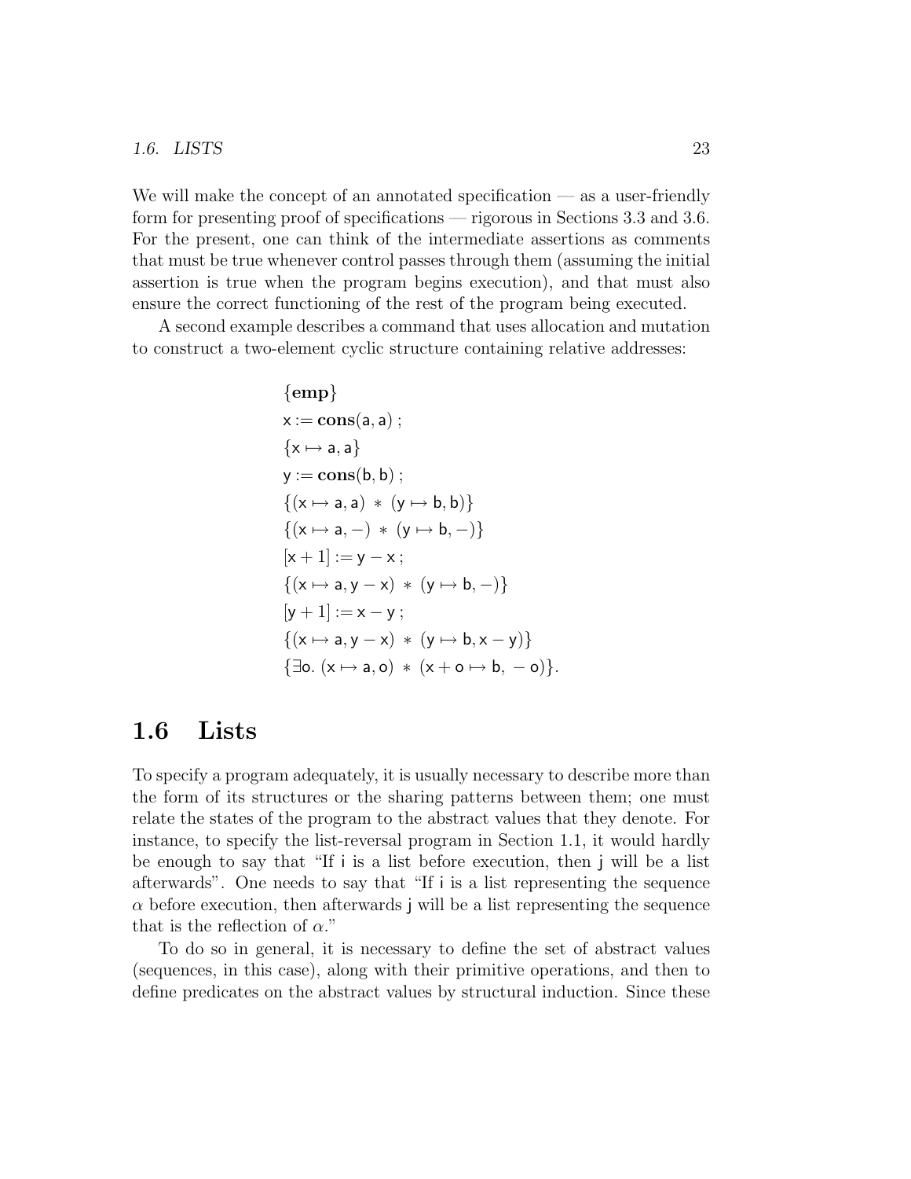We will make the concept of an annotated specification — as a user-friendly form for presenting proof of specifications — rigorous in Sections 3.3 and 3.6. For the present, one can think of the intermediate assertions as comments that must be true whenever control passes through them (assuming the initial assertion is true when the program begins execution), and that must also ensure the correct functioning of the rest of the program being executed.

A second example describes a command that uses allocation and mutation to construct a two-element cyclic structure containing relative addresses:

$$
\begin{array}{l}
\{\mathbf{emp}\} \\
\mathsf{x} := \mathbf{cons}(\mathsf{a}, \mathsf{a}) \; ; \\
\{\mathsf{x} \mapsto \mathsf{a}, \mathsf{a}\} \\
\mathsf{y} := \mathbf{cons}(\mathsf{b}, \mathsf{b}) \; ; \\
\{(\mathsf{x} \mapsto \mathsf{a}, \mathsf{a}) \ast (\mathsf{y} \mapsto \mathsf{b}, \mathsf{b})\} \\
\{(\mathsf{x} \mapsto \mathsf{a}, -) \ast (\mathsf{y} \mapsto \mathsf{b}, -)\} \\
[\mathsf{x} + 1] := \mathsf{y} - \mathsf{x} \; ; \\
\{(\mathsf{x} \mapsto \mathsf{a}, \mathsf{y} - \mathsf{x}) \ast (\mathsf{y} \mapsto \mathsf{b}, -)\} \\
[\mathsf{y} + 1] := \mathsf{x} - \mathsf{y} \; ; \\
\{(\mathsf{x} \mapsto \mathsf{a}, \mathsf{y} - \mathsf{x}) \ast (\mathsf{y} \mapsto \mathsf{b}, \mathsf{x} - \mathsf{y})\} \\
\{\exists \mathsf{o}.\ (\mathsf{x} \mapsto \mathsf{a}, \mathsf{o}) \ast (\mathsf{x} + \mathsf{o} \mapsto \mathsf{b}, \, -\mathsf{o})\}.
\end{array}
$$

## 1.6 Lists

To specify a program adequately, it is usually necessary to describe more than the form of its structures or the sharing patterns between them; one must relate the states of the program to the abstract values that they denote. For instance, to specify the list-reversal program in Section 1.1, it would hardly be enough to say that "If i is a list before execution, then j will be a list afterwards". One needs to say that "If i is a list representing the sequence $\alpha$ before execution, then afterwards j will be a list representing the sequence that is the reflection of $\alpha$."

To do so in general, it is necessary to define the set of abstract values (sequences, in this case), along with their primitive operations, and then to define predicates on the abstract values by structural induction. Since these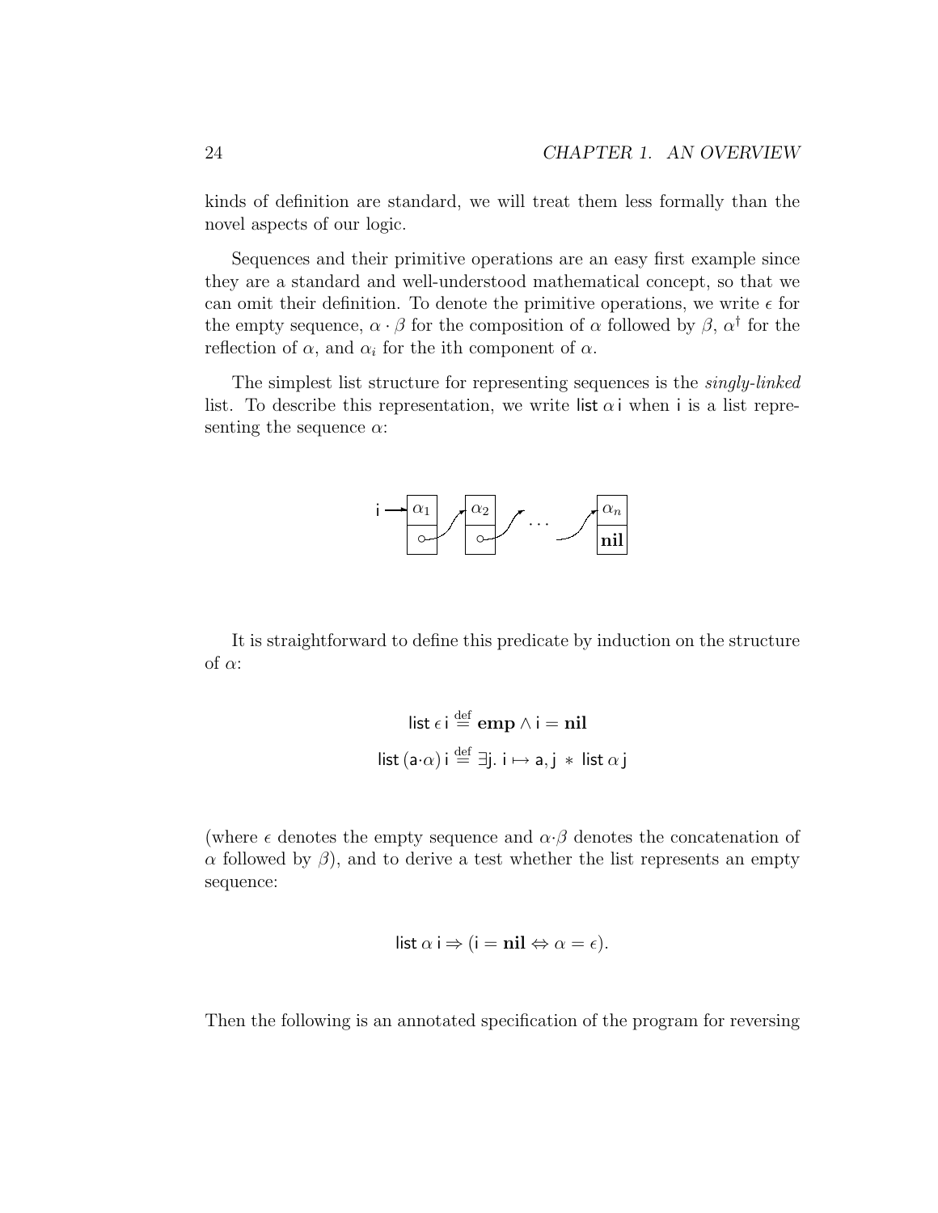kinds of definition are standard, we will treat them less formally than the novel aspects of our logic.

Sequences and their primitive operations are an easy first example since they are a standard and well-understood mathematical concept, so that we can omit their definition. To denote the primitive operations, we write $\epsilon$ for the empty sequence, $\alpha \cdot \beta$ for the composition of $\alpha$ followed by $\beta$, $\alpha^\dagger$ for the reflection of $\alpha$, and $\alpha_i$ for the ith component of $\alpha$.

The simplest list structure for representing sequences is the *singly-linked* list. To describe this representation, we write $\mathsf{list}\,\alpha\,\mathsf{i}$ when $\mathsf{i}$ is a list representing the sequence $\alpha$:

It is straightforward to define this predicate by induction on the structure of $\alpha$:

$$\mathsf{list}\,\epsilon\,\mathsf{i} \stackrel{\text{def}}{=} \mathbf{emp} \wedge \mathsf{i} = \mathbf{nil}$$

$$\mathsf{list}\,(\mathsf{a}\cdot\alpha)\,\mathsf{i} \stackrel{\text{def}}{=} \exists \mathsf{j}.\ \mathsf{i} \mapsto \mathsf{a}, \mathsf{j} \ * \ \mathsf{list}\,\alpha\,\mathsf{j}$$

(where $\epsilon$ denotes the empty sequence and $\alpha\cdot\beta$ denotes the concatenation of $\alpha$ followed by $\beta$), and to derive a test whether the list represents an empty sequence:

$$\mathsf{list}\,\alpha\,\mathsf{i} \Rightarrow (\mathsf{i} = \mathbf{nil} \Leftrightarrow \alpha = \epsilon).$$

Then the following is an annotated specification of the program for reversing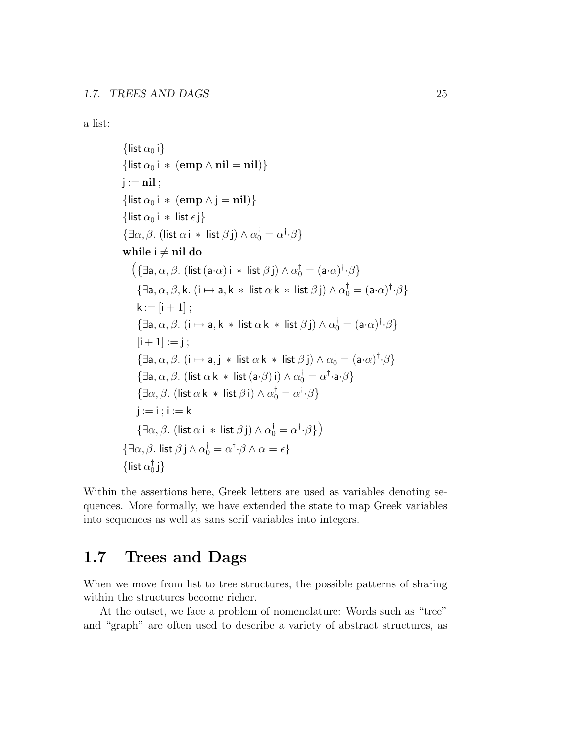a list:

$$\{\mathsf{list}\ \alpha_0\ \mathsf{i}\}$$
$$\{\mathsf{list}\ \alpha_0\ \mathsf{i}\ *\ (\mathbf{emp} \wedge \mathbf{nil} = \mathbf{nil})\}$$
$$\mathsf{j} := \mathbf{nil}\ ;$$
$$\{\mathsf{list}\ \alpha_0\ \mathsf{i}\ *\ (\mathbf{emp} \wedge \mathsf{j} = \mathbf{nil})\}$$
$$\{\mathsf{list}\ \alpha_0\ \mathsf{i}\ *\ \mathsf{list}\ \epsilon\ \mathsf{j}\}$$
$$\{\exists \alpha, \beta.\ (\mathsf{list}\ \alpha\ \mathsf{i}\ *\ \mathsf{list}\ \beta\ \mathsf{j}) \wedge \alpha_0^\dagger = \alpha^\dagger{\cdot}\beta\}$$
$$\mathbf{while}\ \mathsf{i} \neq \mathbf{nil}\ \mathbf{do}$$
$$\big(\{\exists \mathsf{a}, \alpha, \beta.\ (\mathsf{list}\ (\mathsf{a}{\cdot}\alpha)\ \mathsf{i}\ *\ \mathsf{list}\ \beta\ \mathsf{j}) \wedge \alpha_0^\dagger = (\mathsf{a}{\cdot}\alpha)^\dagger{\cdot}\beta\}$$
$$\{\exists \mathsf{a}, \alpha, \beta, \mathsf{k}.\ (\mathsf{i} \mapsto \mathsf{a}, \mathsf{k}\ *\ \mathsf{list}\ \alpha\ \mathsf{k}\ *\ \mathsf{list}\ \beta\ \mathsf{j}) \wedge \alpha_0^\dagger = (\mathsf{a}{\cdot}\alpha)^\dagger{\cdot}\beta\}$$
$$\mathsf{k} := [\mathsf{i} + 1]\ ;$$
$$\{\exists \mathsf{a}, \alpha, \beta.\ (\mathsf{i} \mapsto \mathsf{a}, \mathsf{k}\ *\ \mathsf{list}\ \alpha\ \mathsf{k}\ *\ \mathsf{list}\ \beta\ \mathsf{j}) \wedge \alpha_0^\dagger = (\mathsf{a}{\cdot}\alpha)^\dagger{\cdot}\beta\}$$
$$[\mathsf{i} + 1] := \mathsf{j}\ ;$$
$$\{\exists \mathsf{a}, \alpha, \beta.\ (\mathsf{i} \mapsto \mathsf{a}, \mathsf{j}\ *\ \mathsf{list}\ \alpha\ \mathsf{k}\ *\ \mathsf{list}\ \beta\ \mathsf{j}) \wedge \alpha_0^\dagger = (\mathsf{a}{\cdot}\alpha)^\dagger{\cdot}\beta\}$$
$$\{\exists \mathsf{a}, \alpha, \beta.\ (\mathsf{list}\ \alpha\ \mathsf{k}\ *\ \mathsf{list}\ (\mathsf{a}{\cdot}\beta)\ \mathsf{i}) \wedge \alpha_0^\dagger = \alpha^\dagger{\cdot}\mathsf{a}{\cdot}\beta\}$$
$$\{\exists \alpha, \beta.\ (\mathsf{list}\ \alpha\ \mathsf{k}\ *\ \mathsf{list}\ \beta\ \mathsf{i}) \wedge \alpha_0^\dagger = \alpha^\dagger{\cdot}\beta\}$$
$$\mathsf{j} := \mathsf{i}\ ;\ \mathsf{i} := \mathsf{k}$$
$$\{\exists \alpha, \beta.\ (\mathsf{list}\ \alpha\ \mathsf{i}\ *\ \mathsf{list}\ \beta\ \mathsf{j}) \wedge \alpha_0^\dagger = \alpha^\dagger{\cdot}\beta\}\big)$$
$$\{\exists \alpha, \beta.\ \mathsf{list}\ \beta\ \mathsf{j} \wedge \alpha_0^\dagger = \alpha^\dagger{\cdot}\beta \wedge \alpha = \epsilon\}$$
$$\{\mathsf{list}\ \alpha_0^\dagger\ \mathsf{j}\}$$

Within the assertions here, Greek letters are used as variables denoting sequences. More formally, we have extended the state to map Greek variables into sequences as well as sans serif variables into integers.

## 1.7 Trees and Dags

When we move from list to tree structures, the possible patterns of sharing within the structures become richer.

At the outset, we face a problem of nomenclature: Words such as "tree" and "graph" are often used to describe a variety of abstract structures, as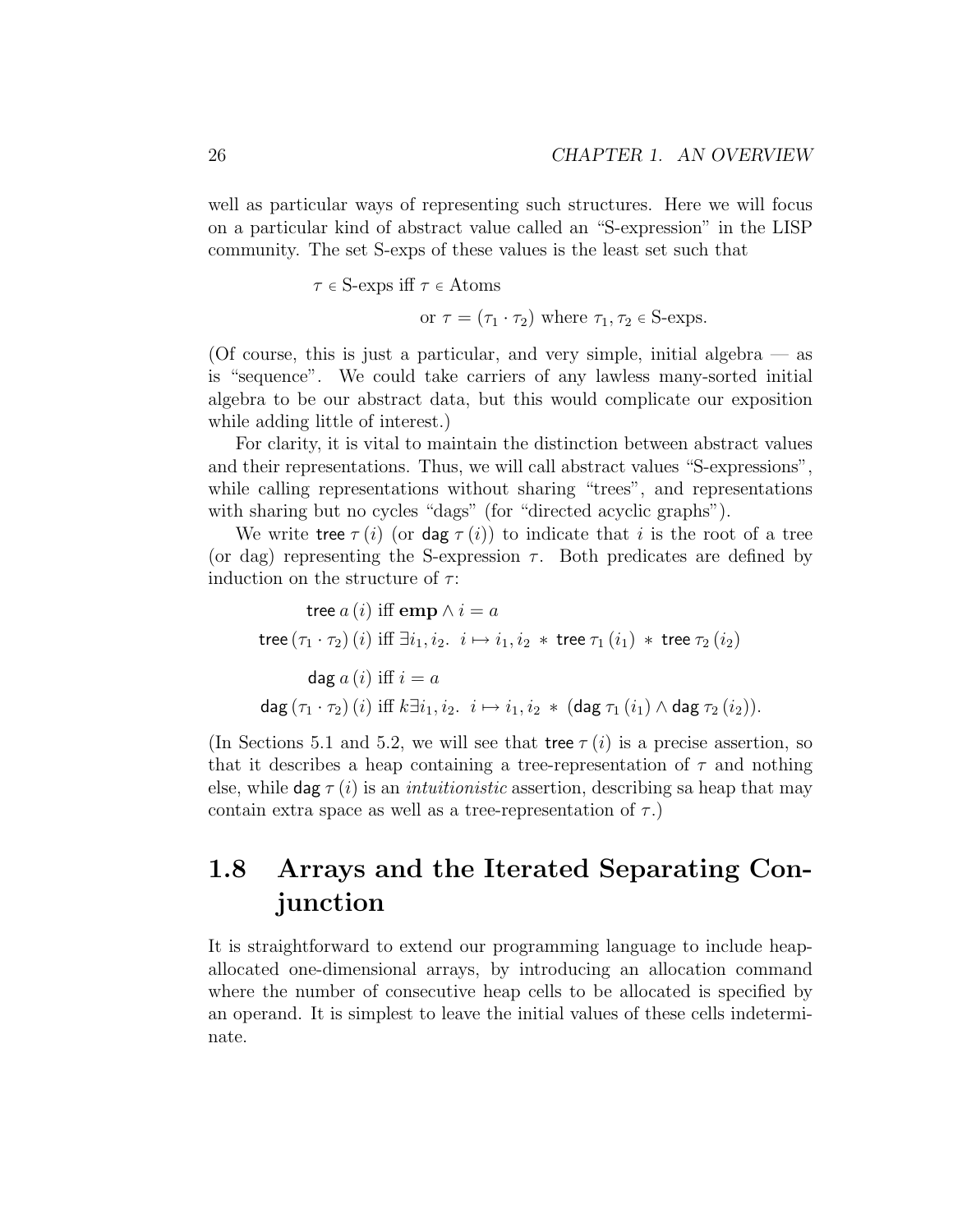well as particular ways of representing such structures. Here we will focus on a particular kind of abstract value called an "S-expression" in the LISP community. The set S-exps of these values is the least set such that

$$\tau \in \text{S-exps iff } \tau \in \text{Atoms}$$
$$\text{or } \tau = (\tau_1 \cdot \tau_2) \text{ where } \tau_1, \tau_2 \in \text{S-exps}.$$

(Of course, this is just a particular, and very simple, initial algebra — as is "sequence". We could take carriers of any lawless many-sorted initial algebra to be our abstract data, but this would complicate our exposition while adding little of interest.)

For clarity, it is vital to maintain the distinction between abstract values and their representations. Thus, we will call abstract values "S-expressions", while calling representations without sharing "trees", and representations with sharing but no cycles "dags" (for "directed acyclic graphs").

We write $\mathsf{tree}\ \tau\,(i)$ (or $\mathsf{dag}\ \tau\,(i)$) to indicate that $i$ is the root of a tree (or dag) representing the S-expression $\tau$. Both predicates are defined by induction on the structure of $\tau$:

$$\mathsf{tree}\ a\,(i) \text{ iff } \mathbf{emp} \wedge i = a$$
$$\mathsf{tree}\,(\tau_1 \cdot \tau_2)\,(i) \text{ iff } \exists i_1, i_2.\ \ i \mapsto i_1, i_2 \ *\ \mathsf{tree}\,\tau_1\,(i_1) \ *\ \mathsf{tree}\,\tau_2\,(i_2)$$

$$\mathsf{dag}\ a\,(i) \text{ iff } i = a$$
$$\mathsf{dag}\,(\tau_1 \cdot \tau_2)\,(i) \text{ iff } k\exists i_1, i_2.\ \ i \mapsto i_1, i_2 \ *\ (\mathsf{dag}\,\tau_1\,(i_1) \wedge \mathsf{dag}\,\tau_2\,(i_2)).$$

(In Sections 5.1 and 5.2, we will see that $\mathsf{tree}\ \tau\,(i)$ is a precise assertion, so that it describes a heap containing a tree-representation of $\tau$ and nothing else, while $\mathsf{dag}\ \tau\,(i)$ is an *intuitionistic* assertion, describing sa heap that may contain extra space as well as a tree-representation of $\tau$.)

## 1.8 Arrays and the Iterated Separating Conjunction

It is straightforward to extend our programming language to include heap-allocated one-dimensional arrays, by introducing an allocation command where the number of consecutive heap cells to be allocated is specified by an operand. It is simplest to leave the initial values of these cells indeterminate.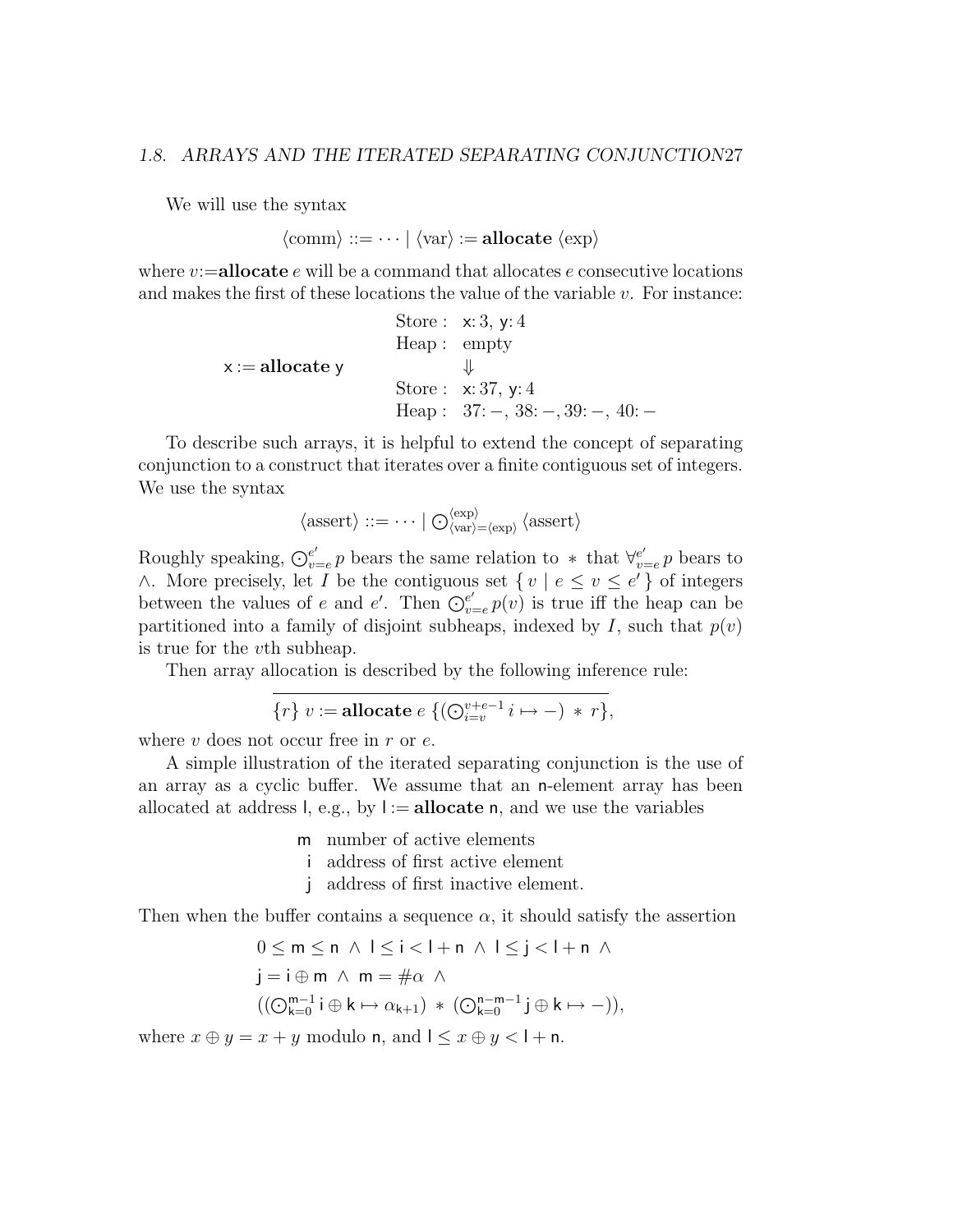We will use the syntax

$$\langle\text{comm}\rangle ::= \cdots \mid \langle\text{var}\rangle := \textbf{allocate}\ \langle\text{exp}\rangle$$

where $v$:=**allocate** $e$ will be a command that allocates $e$ consecutive locations and makes the first of these locations the value of the variable $v$. For instance:

$$\mathsf{x} := \textbf{allocate}\ \mathsf{y} \qquad \begin{array}{ll} \text{Store}: & \mathsf{x}\colon 3,\ \mathsf{y}\colon 4 \\ \text{Heap}: & \text{empty} \\ & \Downarrow \\ \text{Store}: & \mathsf{x}\colon 37,\ \mathsf{y}\colon 4 \\ \text{Heap}: & 37\colon -,\ 38\colon -,\ 39\colon -,\ 40\colon - \end{array}$$

To describe such arrays, it is helpful to extend the concept of separating conjunction to a construct that iterates over a finite contiguous set of integers. We use the syntax

$$\langle\text{assert}\rangle ::= \cdots \mid \bigodot_{\langle\text{var}\rangle=\langle\text{exp}\rangle}^{\langle\text{exp}\rangle} \langle\text{assert}\rangle$$

Roughly speaking, $\bigodot_{v=e}^{e'} p$ bears the same relation to $*$ that $\forall_{v=e}^{e'} p$ bears to $\wedge$. More precisely, let $I$ be the contiguous set $\{\, v \mid e \leq v \leq e' \,\}$ of integers between the values of $e$ and $e'$. Then $\bigodot_{v=e}^{e'} p(v)$ is true iff the heap can be partitioned into a family of disjoint subheaps, indexed by $I$, such that $p(v)$ is true for the $v$th subheap.

Then array allocation is described by the following inference rule:

$$\overline{\{r\}\ v := \textbf{allocate}\ e\ \{(\bigodot_{i=v}^{v+e-1} i \mapsto -) \ *\ r\},}$$

where $v$ does not occur free in $r$ or $e$.

A simple illustration of the iterated separating conjunction is the use of an array as a cyclic buffer. We assume that an $\mathsf{n}$-element array has been allocated at address $\mathsf{l}$, e.g., by $\mathsf{l} := \textbf{allocate}\ \mathsf{n}$, and we use the variables

$\mathsf{m}$ number of active elements
$\mathsf{i}$ address of first active element
$\mathsf{j}$ address of first inactive element.

Then when the buffer contains a sequence $\alpha$, it should satisfy the assertion

$$\begin{aligned}
&0 \leq \mathsf{m} \leq \mathsf{n} \ \wedge\ \mathsf{l} \leq \mathsf{i} < \mathsf{l} + \mathsf{n} \ \wedge\ \mathsf{l} \leq \mathsf{j} < \mathsf{l} + \mathsf{n} \ \wedge \\
&\mathsf{j} = \mathsf{i} \oplus \mathsf{m} \ \wedge\ \mathsf{m} = \#\alpha \ \wedge \\
&((\bigodot_{\mathsf{k}=0}^{\mathsf{m}-1} \mathsf{i} \oplus \mathsf{k} \mapsto \alpha_{\mathsf{k}+1}) \ *\ (\bigodot_{\mathsf{k}=0}^{\mathsf{n}-\mathsf{m}-1} \mathsf{j} \oplus \mathsf{k} \mapsto -)),
\end{aligned}$$

where $x \oplus y = x + y$ modulo $\mathsf{n}$, and $\mathsf{l} \leq x \oplus y < \mathsf{l} + \mathsf{n}$.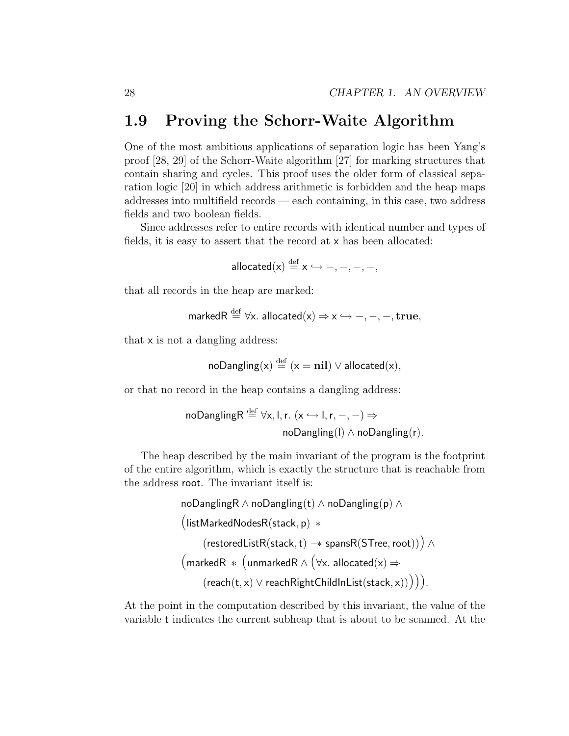## 1.9 Proving the Schorr-Waite Algorithm

One of the most ambitious applications of separation logic has been Yang's proof [28, 29] of the Schorr-Waite algorithm [27] for marking structures that contain sharing and cycles. This proof uses the older form of classical separation logic [20] in which address arithmetic is forbidden and the heap maps addresses into multifield records — each containing, in this case, two address fields and two boolean fields.

Since addresses refer to entire records with identical number and types of fields, it is easy to assert that the record at $\mathsf{x}$ has been allocated:

$$\mathsf{allocated}(\mathsf{x}) \stackrel{\text{def}}{=} \mathsf{x} \hookrightarrow -, -, -, -,$$

that all records in the heap are marked:

$$\mathsf{markedR} \stackrel{\text{def}}{=} \forall \mathsf{x}.\ \mathsf{allocated}(\mathsf{x}) \Rightarrow \mathsf{x} \hookrightarrow -, -, -, \mathbf{true},$$

that $\mathsf{x}$ is not a dangling address:

$$\mathsf{noDangling}(\mathsf{x}) \stackrel{\text{def}}{=} (\mathsf{x} = \mathbf{nil}) \vee \mathsf{allocated}(\mathsf{x}),$$

or that no record in the heap contains a dangling address:

$$\begin{aligned} \mathsf{noDanglingR} \stackrel{\text{def}}{=} \forall \mathsf{x}, \mathsf{l}, \mathsf{r}.\ (\mathsf{x} \hookrightarrow \mathsf{l}, \mathsf{r}, -, -) \Rightarrow& \\ \mathsf{noDangling}(\mathsf{l}) \wedge \mathsf{noDangling}(\mathsf{r}).& \end{aligned}$$

The heap described by the main invariant of the program is the footprint of the entire algorithm, which is exactly the structure that is reachable from the address $\mathsf{root}$. The invariant itself is:

$$\begin{aligned}
&\mathsf{noDanglingR} \wedge \mathsf{noDangling}(\mathsf{t}) \wedge \mathsf{noDangling}(\mathsf{p}) \wedge \\
&\big(\mathsf{listMarkedNodesR}(\mathsf{stack}, \mathsf{p})\ * \\
&\qquad (\mathsf{restoredListR}(\mathsf{stack}, \mathsf{t}) \mathrel{-\!\!*} \mathsf{spansR}(\mathsf{STree}, \mathsf{root}))\big) \wedge \\
&\big(\mathsf{markedR}\ *\ \big(\mathsf{unmarkedR} \wedge \big(\forall \mathsf{x}.\ \mathsf{allocated}(\mathsf{x}) \Rightarrow \\
&\qquad (\mathsf{reach}(\mathsf{t}, \mathsf{x}) \vee \mathsf{reachRightChildInList}(\mathsf{stack}, \mathsf{x}))\big)\big)\big).
\end{aligned}$$

At the point in the computation described by this invariant, the value of the variable $\mathsf{t}$ indicates the current subheap that is about to be scanned. At the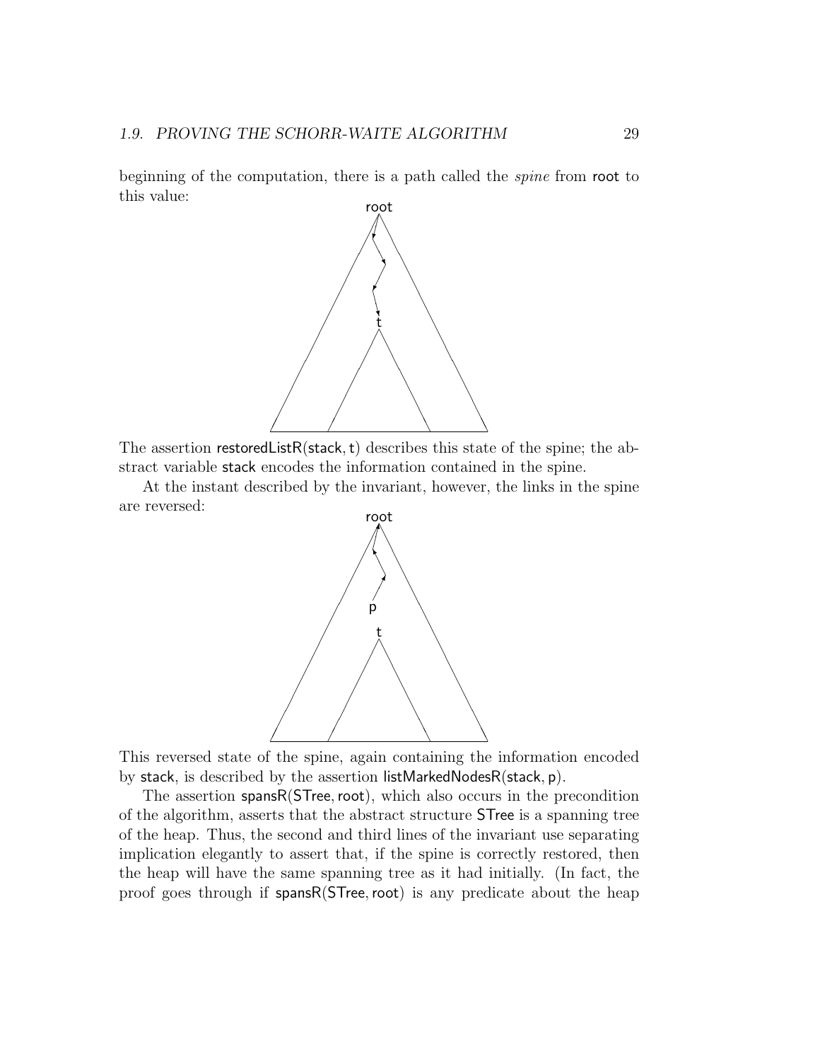beginning of the computation, there is a path called the *spine* from root to this value:

The assertion restoredListR(stack, t) describes this state of the spine; the abstract variable stack encodes the information contained in the spine.

At the instant described by the invariant, however, the links in the spine are reversed:

This reversed state of the spine, again containing the information encoded by stack, is described by the assertion listMarkedNodesR(stack, p).

The assertion spansR(STree, root), which also occurs in the precondition of the algorithm, asserts that the abstract structure STree is a spanning tree of the heap. Thus, the second and third lines of the invariant use separating implication elegantly to assert that, if the spine is correctly restored, then the heap will have the same spanning tree as it had initially. (In fact, the proof goes through if spansR(STree, root) is any predicate about the heap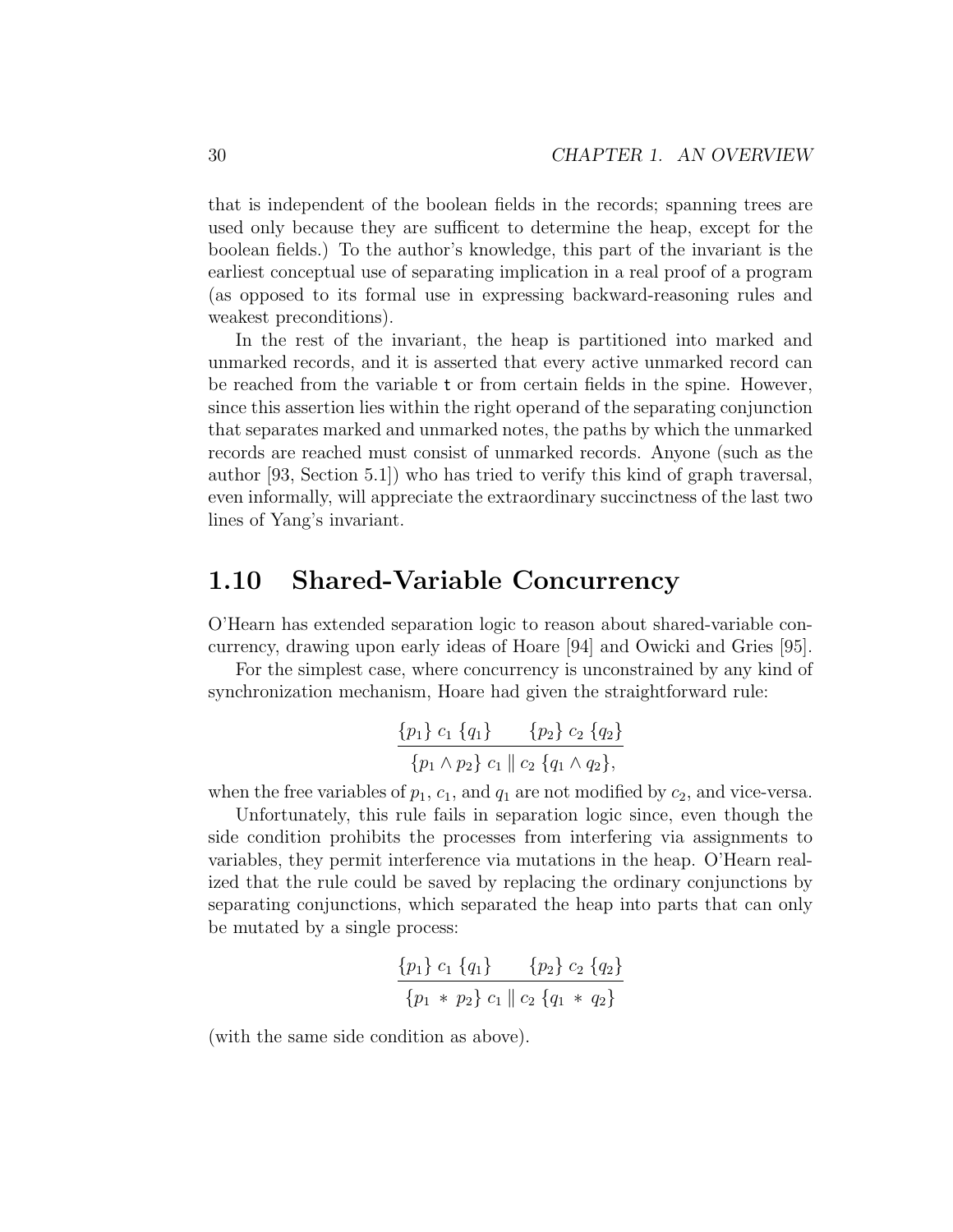that is independent of the boolean fields in the records; spanning trees are used only because they are sufficent to determine the heap, except for the boolean fields.) To the author's knowledge, this part of the invariant is the earliest conceptual use of separating implication in a real proof of a program (as opposed to its formal use in expressing backward-reasoning rules and weakest preconditions).

In the rest of the invariant, the heap is partitioned into marked and unmarked records, and it is asserted that every active unmarked record can be reached from the variable `t` or from certain fields in the spine. However, since this assertion lies within the right operand of the separating conjunction that separates marked and unmarked notes, the paths by which the unmarked records are reached must consist of unmarked records. Anyone (such as the author [93, Section 5.1]) who has tried to verify this kind of graph traversal, even informally, will appreciate the extraordinary succinctness of the last two lines of Yang's invariant.

## 1.10 Shared-Variable Concurrency

O'Hearn has extended separation logic to reason about shared-variable concurrency, drawing upon early ideas of Hoare [94] and Owicki and Gries [95].

For the simplest case, where concurrency is unconstrained by any kind of synchronization mechanism, Hoare had given the straightforward rule:

$$\frac{\{p_1\}\ c_1\ \{q_1\} \qquad \{p_2\}\ c_2\ \{q_2\}}{\{p_1 \wedge p_2\}\ c_1 \parallel c_2\ \{q_1 \wedge q_2\},}$$

when the free variables of $p_1$, $c_1$, and $q_1$ are not modified by $c_2$, and vice-versa.

Unfortunately, this rule fails in separation logic since, even though the side condition prohibits the processes from interfering via assignments to variables, they permit interference via mutations in the heap. O'Hearn realized that the rule could be saved by replacing the ordinary conjunctions by separating conjunctions, which separated the heap into parts that can only be mutated by a single process:

$$\frac{\{p_1\}\ c_1\ \{q_1\} \qquad \{p_2\}\ c_2\ \{q_2\}}{\{p_1 \ast p_2\}\ c_1 \parallel c_2\ \{q_1 \ast q_2\}}$$

(with the same side condition as above).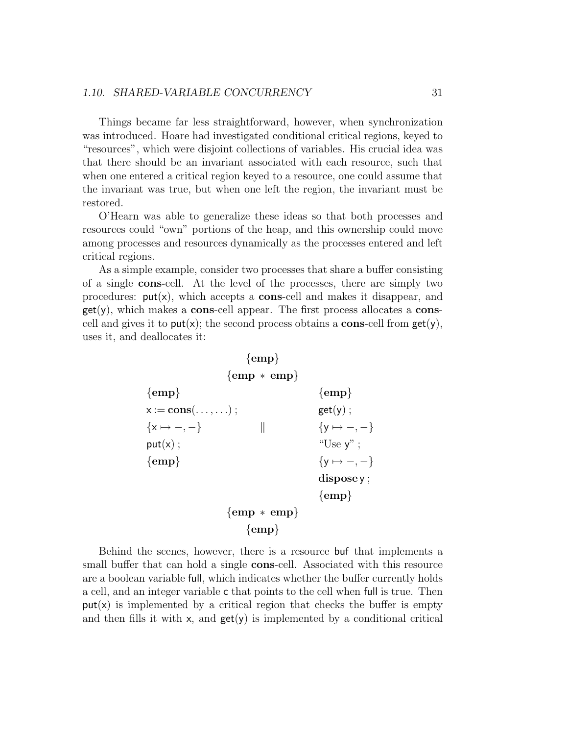Things became far less straightforward, however, when synchronization was introduced. Hoare had investigated conditional critical regions, keyed to "resources", which were disjoint collections of variables. His crucial idea was that there should be an invariant associated with each resource, such that when one entered a critical region keyed to a resource, one could assume that the invariant was true, but when one left the region, the invariant must be restored.

O'Hearn was able to generalize these ideas so that both processes and resources could "own" portions of the heap, and this ownership could move among processes and resources dynamically as the processes entered and left critical regions.

As a simple example, consider two processes that share a buffer consisting of a single **cons**-cell. At the level of the processes, there are simply two procedures: put(x), which accepts a **cons**-cell and makes it disappear, and get(y), which makes a **cons**-cell appear. The first process allocates a **cons**-cell and gives it to put(x); the second process obtains a **cons**-cell from get(y), uses it, and deallocates it:

$$
\begin{array}{c}
\{\mathbf{emp}\} \\
\{\mathbf{emp} * \mathbf{emp}\} \\
\begin{array}{lcl}
\{\mathbf{emp}\} & & \{\mathbf{emp}\} \\
\mathsf{x} := \mathbf{cons}(\ldots,\ldots)\,; & & \mathsf{get}(\mathsf{y})\,; \\
\{\mathsf{x} \mapsto -,-\} & \quad\parallel\quad & \{\mathsf{y} \mapsto -,-\} \\
\mathsf{put}(\mathsf{x})\,; & & \text{"Use } \mathsf{y}\text{"}\,; \\
\{\mathbf{emp}\} & & \{\mathsf{y} \mapsto -,-\} \\
 & & \mathbf{dispose}\, \mathsf{y}\,; \\
 & & \{\mathbf{emp}\}
\end{array} \\
\{\mathbf{emp} * \mathbf{emp}\} \\
\{\mathbf{emp}\}
\end{array}
$$

Behind the scenes, however, there is a resource buf that implements a small buffer that can hold a single **cons**-cell. Associated with this resource are a boolean variable full, which indicates whether the buffer currently holds a cell, and an integer variable c that points to the cell when full is true. Then put(x) is implemented by a critical region that checks the buffer is empty and then fills it with x, and get(y) is implemented by a conditional critical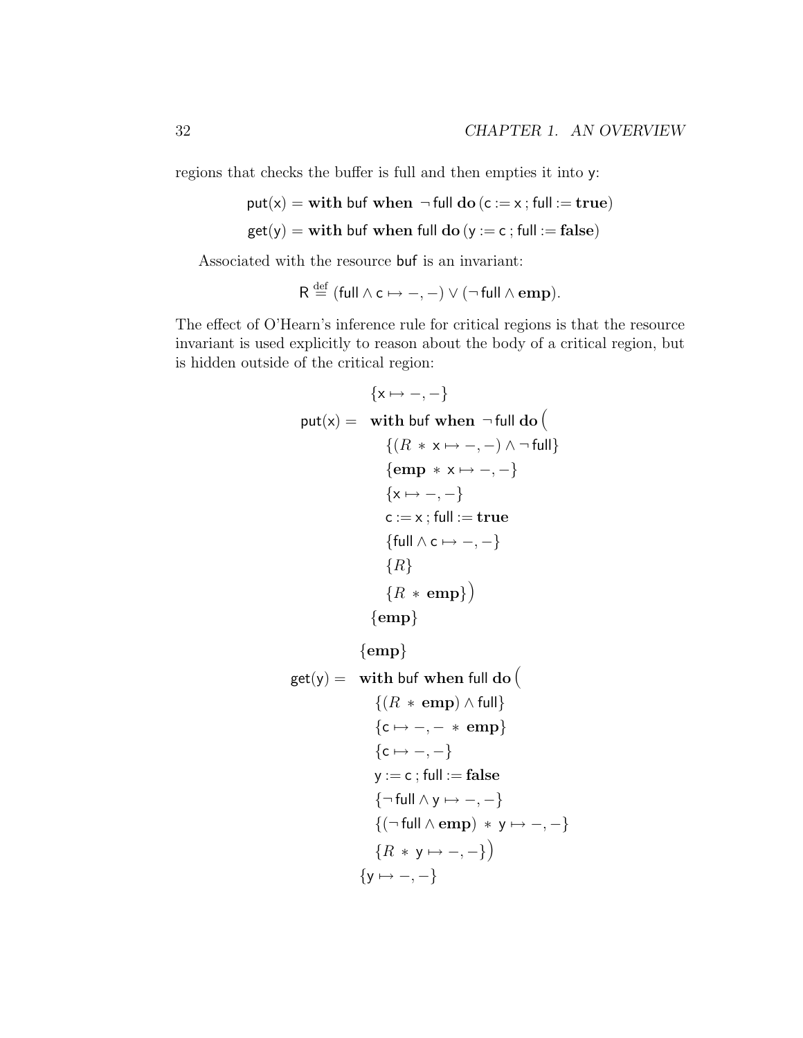regions that checks the buffer is full and then empties it into y:

$$\mathsf{put(x)} = \textbf{with } \mathsf{buf} \textbf{ when } \neg\,\mathsf{full} \textbf{ do} \, (\mathsf{c} := \mathsf{x}\,;\, \mathsf{full} := \textbf{true})$$

$$\mathsf{get(y)} = \textbf{with } \mathsf{buf} \textbf{ when } \mathsf{full} \textbf{ do} \, (\mathsf{y} := \mathsf{c}\,;\, \mathsf{full} := \textbf{false})$$

Associated with the resource buf is an invariant:

$$\mathsf{R} \stackrel{\text{def}}{=} (\mathsf{full} \wedge \mathsf{c} \mapsto -,-) \vee (\neg\,\mathsf{full} \wedge \textbf{emp}).$$

The effect of O'Hearn's inference rule for critical regions is that the resource invariant is used explicitly to reason about the body of a critical region, but is hidden outside of the critical region:

$$
\begin{array}{rl}
 & \{\mathsf{x} \mapsto -,-\} \\
\mathsf{put(x)} = & \textbf{with } \mathsf{buf} \textbf{ when } \neg\,\mathsf{full} \textbf{ do} \Big( \\
 & \quad \{(R \ast \mathsf{x} \mapsto -,-) \wedge \neg\,\mathsf{full}\} \\
 & \quad \{\textbf{emp} \ast \mathsf{x} \mapsto -,-\} \\
 & \quad \{\mathsf{x} \mapsto -,-\} \\
 & \quad \mathsf{c} := \mathsf{x}\,;\, \mathsf{full} := \textbf{true} \\
 & \quad \{\mathsf{full} \wedge \mathsf{c} \mapsto -,-\} \\
 & \quad \{R\} \\
 & \quad \{R \ast \textbf{emp}\}\Big) \\
 & \{\textbf{emp}\}
\end{array}
$$

$$
\begin{array}{rl}
 & \{\textbf{emp}\} \\
\mathsf{get(y)} = & \textbf{with } \mathsf{buf} \textbf{ when } \mathsf{full} \textbf{ do} \Big( \\
 & \quad \{(R \ast \textbf{emp}) \wedge \mathsf{full}\} \\
 & \quad \{\mathsf{c} \mapsto -,- \ast \textbf{emp}\} \\
 & \quad \{\mathsf{c} \mapsto -,-\} \\
 & \quad \mathsf{y} := \mathsf{c}\,;\, \mathsf{full} := \textbf{false} \\
 & \quad \{\neg\,\mathsf{full} \wedge \mathsf{y} \mapsto -,-\} \\
 & \quad \{(\neg\,\mathsf{full} \wedge \textbf{emp}) \ast \mathsf{y} \mapsto -,-\} \\
 & \quad \{R \ast \mathsf{y} \mapsto -,-\}\Big) \\
 & \{\mathsf{y} \mapsto -,-\}
\end{array}
$$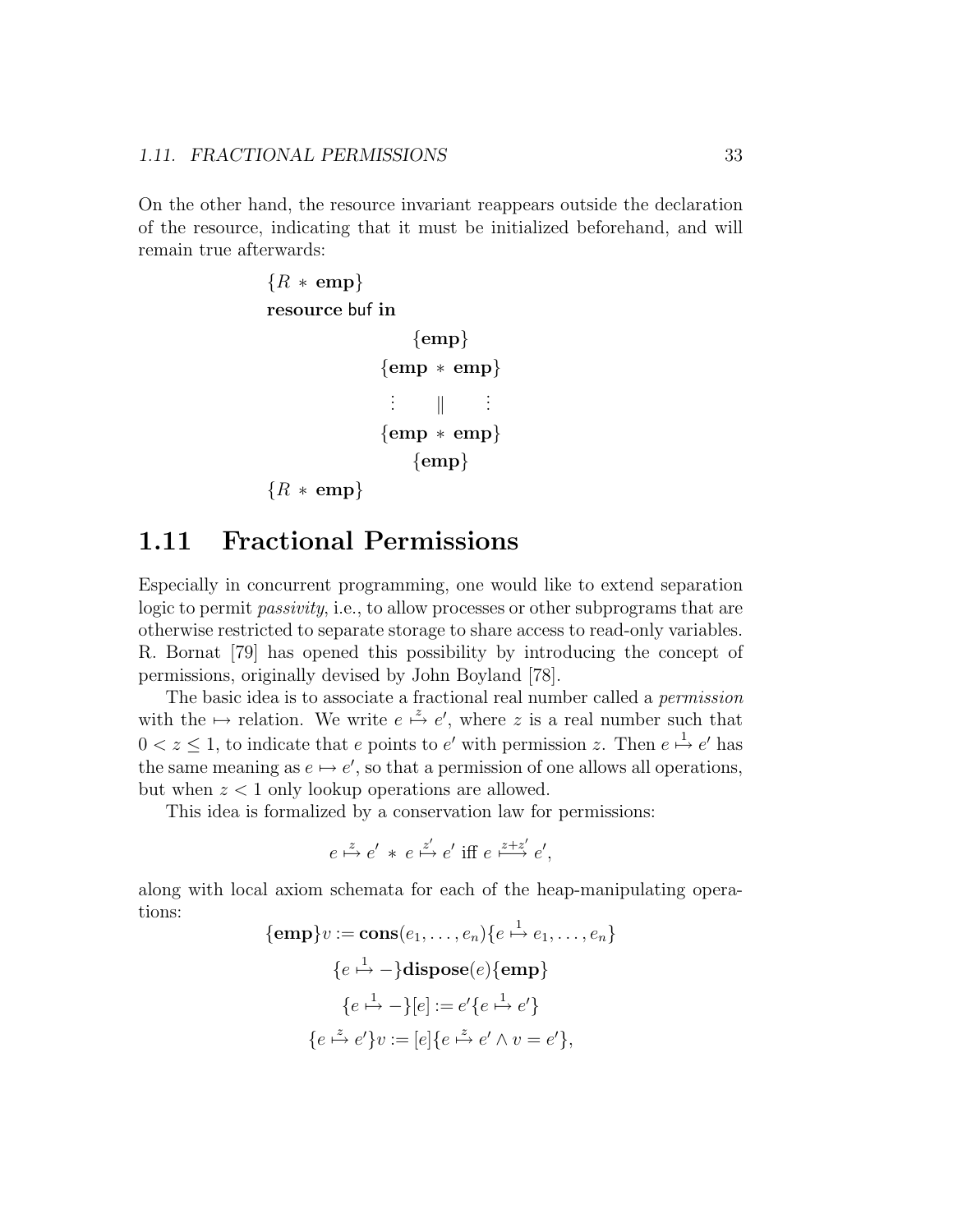On the other hand, the resource invariant reappears outside the declaration of the resource, indicating that it must be initialized beforehand, and will remain true afterwards:

$$
\begin{array}{l}
\{R \ast \mathbf{emp}\} \\
\mathbf{resource}\ \mathsf{buf}\ \mathbf{in} \\
\qquad\qquad \{\mathbf{emp}\} \\
\qquad\qquad \{\mathbf{emp} \ast \mathbf{emp}\} \\
\qquad\qquad\ \ \vdots \quad \| \quad \vdots \\
\qquad\qquad \{\mathbf{emp} \ast \mathbf{emp}\} \\
\qquad\qquad \{\mathbf{emp}\} \\
\{R \ast \mathbf{emp}\}
\end{array}
$$

## 1.11 Fractional Permissions

Especially in concurrent programming, one would like to extend separation logic to permit *passivity*, i.e., to allow processes or other subprograms that are otherwise restricted to separate storage to share access to read-only variables. R. Bornat [79] has opened this possibility by introducing the concept of permissions, originally devised by John Boyland [78].

The basic idea is to associate a fractional real number called a *permission* with the $\mapsto$ relation. We write $e \overset{z}{\mapsto} e'$, where $z$ is a real number such that $0 < z \leq 1$, to indicate that $e$ points to $e'$ with permission $z$. Then $e \overset{1}{\mapsto} e'$ has the same meaning as $e \mapsto e'$, so that a permission of one allows all operations, but when $z < 1$ only lookup operations are allowed.

This idea is formalized by a conservation law for permissions:

$$e \overset{z}{\mapsto} e' \ast e \overset{z'}{\mapsto} e' \text{ iff } e \overset{z+z'}{\longmapsto} e',$$

along with local axiom schemata for each of the heap-manipulating operations:

$$\{\mathbf{emp}\} v := \mathbf{cons}(e_1, \ldots, e_n) \{e \overset{1}{\mapsto} e_1, \ldots, e_n\}$$

$$\{e \overset{1}{\mapsto} -\} \mathbf{dispose}(e) \{\mathbf{emp}\}$$

$$\{e \overset{1}{\mapsto} -\} [e] := e' \{e \overset{1}{\mapsto} e'\}$$

$$\{e \overset{z}{\mapsto} e'\} v := [e] \{e \overset{z}{\mapsto} e' \wedge v = e'\},$$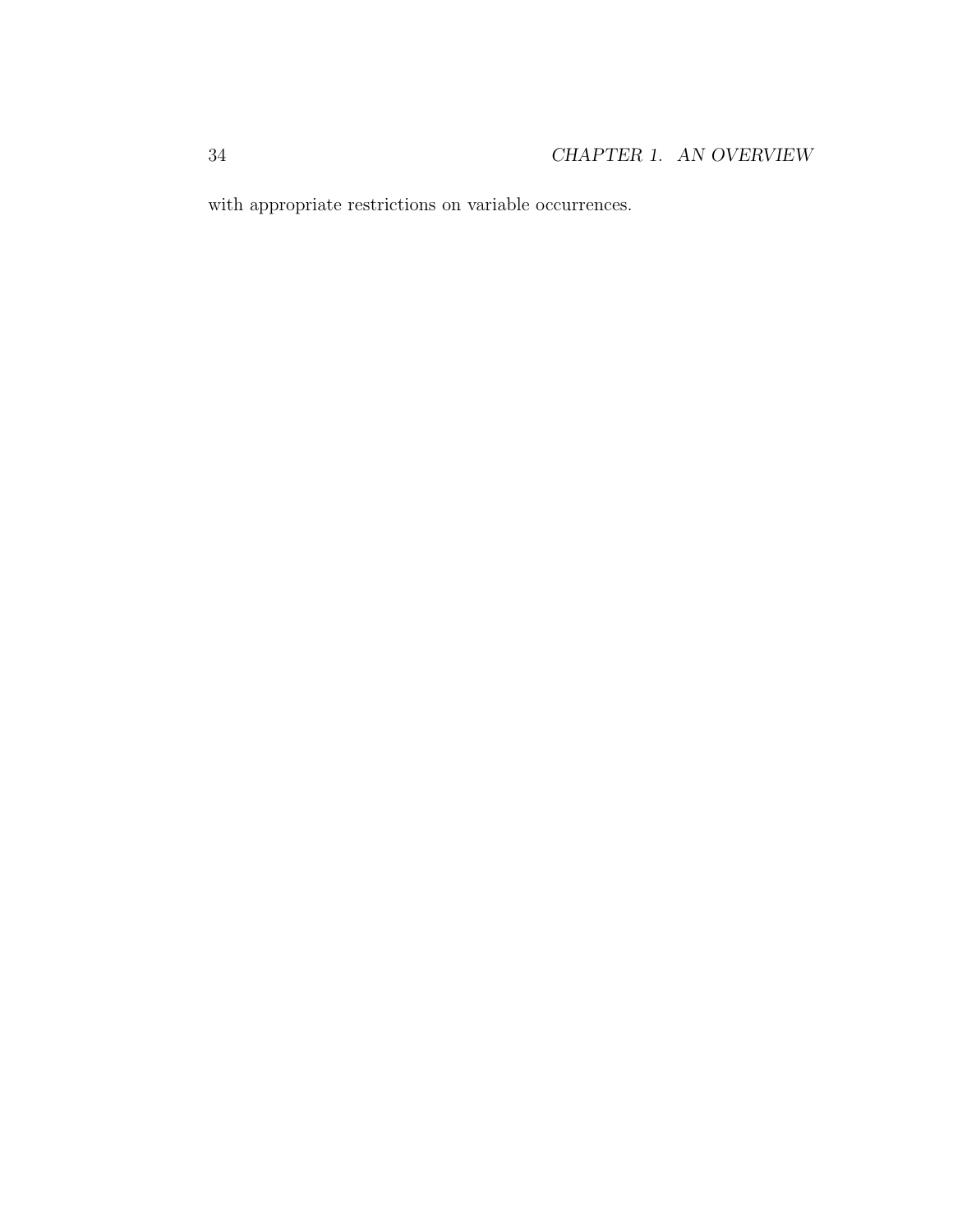with appropriate restrictions on variable occurrences.